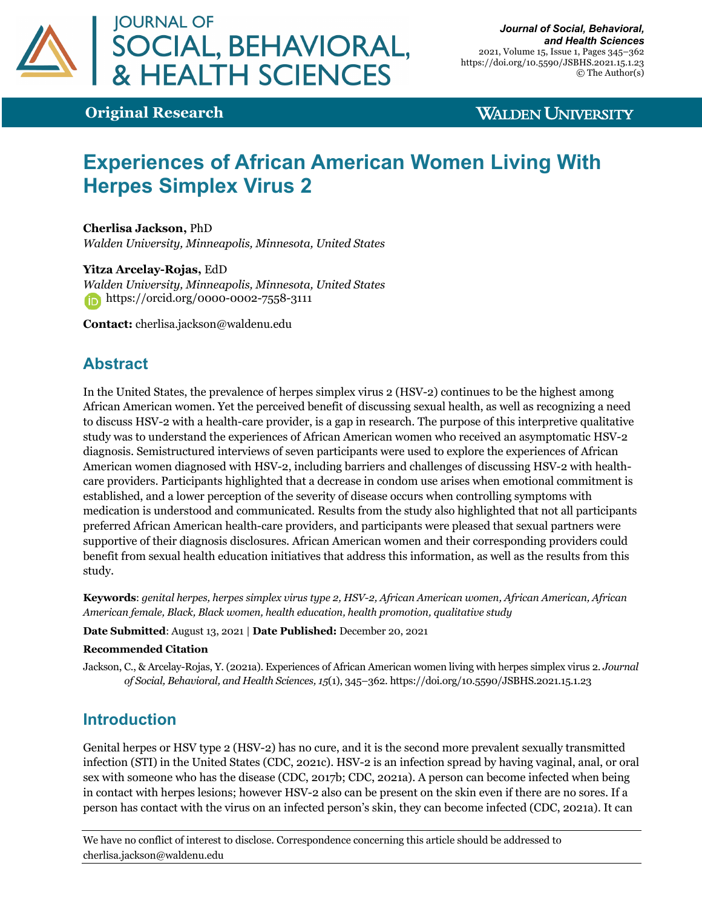Original Research

# Experiences of African American Women Living With Herpes Simplex Virus 2

**Cherlisa Jackson,** PhD
*Walden University, Minneapolis, Minnesota, United States*

**Yitza Arcelay-Rojas,** EdD
*Walden University, Minneapolis, Minnesota, United States*
https://orcid.org/0000-0002-7558-3111

**Contact:** cherlisa.jackson@waldenu.edu

## Abstract

In the United States, the prevalence of herpes simplex virus 2 (HSV-2) continues to be the highest among African American women. Yet the perceived benefit of discussing sexual health, as well as recognizing a need to discuss HSV-2 with a health-care provider, is a gap in research. The purpose of this interpretive qualitative study was to understand the experiences of African American women who received an asymptomatic HSV-2 diagnosis. Semistructured interviews of seven participants were used to explore the experiences of African American women diagnosed with HSV-2, including barriers and challenges of discussing HSV-2 with health-care providers. Participants highlighted that a decrease in condom use arises when emotional commitment is established, and a lower perception of the severity of disease occurs when controlling symptoms with medication is understood and communicated. Results from the study also highlighted that not all participants preferred African American health-care providers, and participants were pleased that sexual partners were supportive of their diagnosis disclosures. African American women and their corresponding providers could benefit from sexual health education initiatives that address this information, as well as the results from this study.

**Keywords**: *genital herpes, herpes simplex virus type 2, HSV-2, African American women, African American, African American female, Black, Black women, health education, health promotion, qualitative study*

**Date Submitted**: August 13, 2021 | **Date Published:** December 20, 2021

**Recommended Citation**

Jackson, C., & Arcelay-Rojas, Y. (2021a). Experiences of African American women living with herpes simplex virus 2. *Journal of Social, Behavioral, and Health Sciences, 15*(1), 345–362. https://doi.org/10.5590/JSBHS.2021.15.1.23

## Introduction

Genital herpes or HSV type 2 (HSV-2) has no cure, and it is the second more prevalent sexually transmitted infection (STI) in the United States (CDC, 2021c). HSV-2 is an infection spread by having vaginal, anal, or oral sex with someone who has the disease (CDC, 2017b; CDC, 2021a). A person can become infected when being in contact with herpes lesions; however HSV-2 also can be present on the skin even if there are no sores. If a person has contact with the virus on an infected person's skin, they can become infected (CDC, 2021a). It can

We have no conflict of interest to disclose. Correspondence concerning this article should be addressed to cherlisa.jackson@waldenu.edu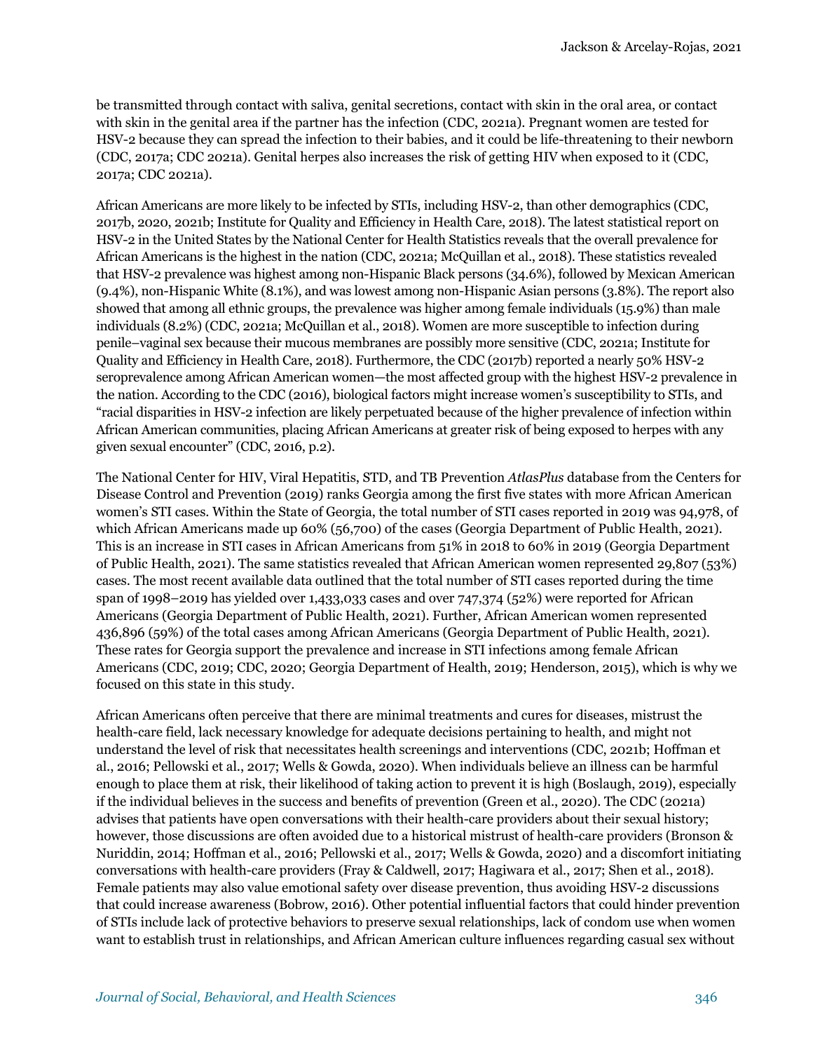be transmitted through contact with saliva, genital secretions, contact with skin in the oral area, or contact with skin in the genital area if the partner has the infection (CDC, 2021a). Pregnant women are tested for HSV-2 because they can spread the infection to their babies, and it could be life-threatening to their newborn (CDC, 2017a; CDC 2021a). Genital herpes also increases the risk of getting HIV when exposed to it (CDC, 2017a; CDC 2021a).

African Americans are more likely to be infected by STIs, including HSV-2, than other demographics (CDC, 2017b, 2020, 2021b; Institute for Quality and Efficiency in Health Care, 2018). The latest statistical report on HSV-2 in the United States by the National Center for Health Statistics reveals that the overall prevalence for African Americans is the highest in the nation (CDC, 2021a; McQuillan et al., 2018). These statistics revealed that HSV-2 prevalence was highest among non-Hispanic Black persons (34.6%), followed by Mexican American (9.4%), non-Hispanic White (8.1%), and was lowest among non-Hispanic Asian persons (3.8%). The report also showed that among all ethnic groups, the prevalence was higher among female individuals (15.9%) than male individuals (8.2%) (CDC, 2021a; McQuillan et al., 2018). Women are more susceptible to infection during penile–vaginal sex because their mucous membranes are possibly more sensitive (CDC, 2021a; Institute for Quality and Efficiency in Health Care, 2018). Furthermore, the CDC (2017b) reported a nearly 50% HSV-2 seroprevalence among African American women—the most affected group with the highest HSV-2 prevalence in the nation. According to the CDC (2016), biological factors might increase women's susceptibility to STIs, and "racial disparities in HSV-2 infection are likely perpetuated because of the higher prevalence of infection within African American communities, placing African Americans at greater risk of being exposed to herpes with any given sexual encounter" (CDC, 2016, p.2).

The National Center for HIV, Viral Hepatitis, STD, and TB Prevention *AtlasPlus* database from the Centers for Disease Control and Prevention (2019) ranks Georgia among the first five states with more African American women's STI cases. Within the State of Georgia, the total number of STI cases reported in 2019 was 94,978, of which African Americans made up 60% (56,700) of the cases (Georgia Department of Public Health, 2021). This is an increase in STI cases in African Americans from 51% in 2018 to 60% in 2019 (Georgia Department of Public Health, 2021). The same statistics revealed that African American women represented 29,807 (53%) cases. The most recent available data outlined that the total number of STI cases reported during the time span of 1998–2019 has yielded over 1,433,033 cases and over 747,374 (52%) were reported for African Americans (Georgia Department of Public Health, 2021). Further, African American women represented 436,896 (59%) of the total cases among African Americans (Georgia Department of Public Health, 2021). These rates for Georgia support the prevalence and increase in STI infections among female African Americans (CDC, 2019; CDC, 2020; Georgia Department of Health, 2019; Henderson, 2015), which is why we focused on this state in this study.

African Americans often perceive that there are minimal treatments and cures for diseases, mistrust the health-care field, lack necessary knowledge for adequate decisions pertaining to health, and might not understand the level of risk that necessitates health screenings and interventions (CDC, 2021b; Hoffman et al., 2016; Pellowski et al., 2017; Wells & Gowda, 2020). When individuals believe an illness can be harmful enough to place them at risk, their likelihood of taking action to prevent it is high (Boslaugh, 2019), especially if the individual believes in the success and benefits of prevention (Green et al., 2020). The CDC (2021a) advises that patients have open conversations with their health-care providers about their sexual history; however, those discussions are often avoided due to a historical mistrust of health-care providers (Bronson & Nuriddin, 2014; Hoffman et al., 2016; Pellowski et al., 2017; Wells & Gowda, 2020) and a discomfort initiating conversations with health-care providers (Fray & Caldwell, 2017; Hagiwara et al., 2017; Shen et al., 2018). Female patients may also value emotional safety over disease prevention, thus avoiding HSV-2 discussions that could increase awareness (Bobrow, 2016). Other potential influential factors that could hinder prevention of STIs include lack of protective behaviors to preserve sexual relationships, lack of condom use when women want to establish trust in relationships, and African American culture influences regarding casual sex without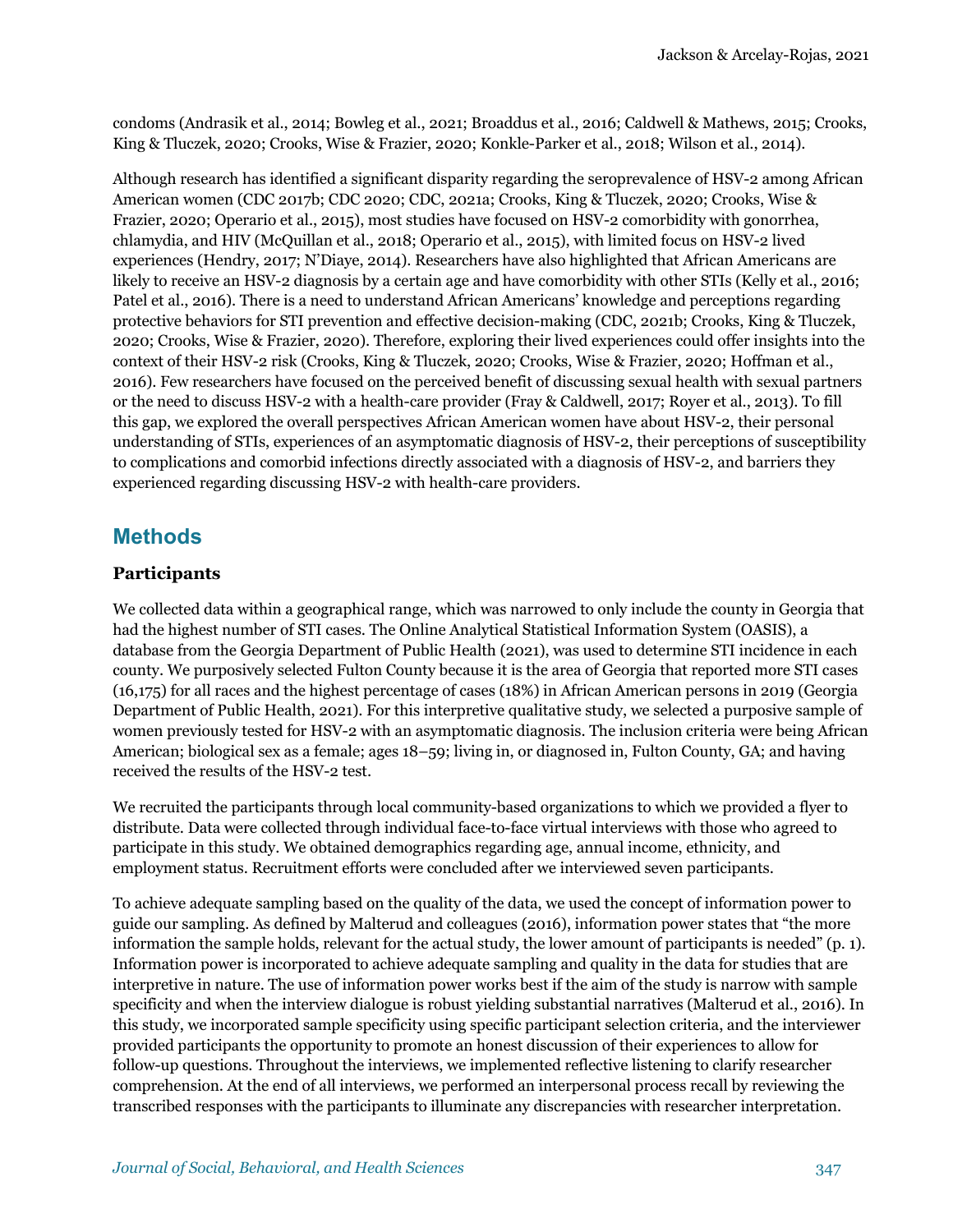condoms (Andrasik et al., 2014; Bowleg et al., 2021; Broaddus et al., 2016; Caldwell & Mathews, 2015; Crooks, King & Tluczek, 2020; Crooks, Wise & Frazier, 2020; Konkle-Parker et al., 2018; Wilson et al., 2014).

Although research has identified a significant disparity regarding the seroprevalence of HSV-2 among African American women (CDC 2017b; CDC 2020; CDC, 2021a; Crooks, King & Tluczek, 2020; Crooks, Wise & Frazier, 2020; Operario et al., 2015), most studies have focused on HSV-2 comorbidity with gonorrhea, chlamydia, and HIV (McQuillan et al., 2018; Operario et al., 2015), with limited focus on HSV-2 lived experiences (Hendry, 2017; N'Diaye, 2014). Researchers have also highlighted that African Americans are likely to receive an HSV-2 diagnosis by a certain age and have comorbidity with other STIs (Kelly et al., 2016; Patel et al., 2016). There is a need to understand African Americans' knowledge and perceptions regarding protective behaviors for STI prevention and effective decision-making (CDC, 2021b; Crooks, King & Tluczek, 2020; Crooks, Wise & Frazier, 2020). Therefore, exploring their lived experiences could offer insights into the context of their HSV-2 risk (Crooks, King & Tluczek, 2020; Crooks, Wise & Frazier, 2020; Hoffman et al., 2016). Few researchers have focused on the perceived benefit of discussing sexual health with sexual partners or the need to discuss HSV-2 with a health-care provider (Fray & Caldwell, 2017; Royer et al., 2013). To fill this gap, we explored the overall perspectives African American women have about HSV-2, their personal understanding of STIs, experiences of an asymptomatic diagnosis of HSV-2, their perceptions of susceptibility to complications and comorbid infections directly associated with a diagnosis of HSV-2, and barriers they experienced regarding discussing HSV-2 with health-care providers.

## Methods

### Participants

We collected data within a geographical range, which was narrowed to only include the county in Georgia that had the highest number of STI cases. The Online Analytical Statistical Information System (OASIS), a database from the Georgia Department of Public Health (2021), was used to determine STI incidence in each county. We purposively selected Fulton County because it is the area of Georgia that reported more STI cases (16,175) for all races and the highest percentage of cases (18%) in African American persons in 2019 (Georgia Department of Public Health, 2021). For this interpretive qualitative study, we selected a purposive sample of women previously tested for HSV-2 with an asymptomatic diagnosis. The inclusion criteria were being African American; biological sex as a female; ages 18–59; living in, or diagnosed in, Fulton County, GA; and having received the results of the HSV-2 test.

We recruited the participants through local community-based organizations to which we provided a flyer to distribute. Data were collected through individual face-to-face virtual interviews with those who agreed to participate in this study. We obtained demographics regarding age, annual income, ethnicity, and employment status. Recruitment efforts were concluded after we interviewed seven participants.

To achieve adequate sampling based on the quality of the data, we used the concept of information power to guide our sampling. As defined by Malterud and colleagues (2016), information power states that "the more information the sample holds, relevant for the actual study, the lower amount of participants is needed" (p. 1). Information power is incorporated to achieve adequate sampling and quality in the data for studies that are interpretive in nature. The use of information power works best if the aim of the study is narrow with sample specificity and when the interview dialogue is robust yielding substantial narratives (Malterud et al., 2016). In this study, we incorporated sample specificity using specific participant selection criteria, and the interviewer provided participants the opportunity to promote an honest discussion of their experiences to allow for follow-up questions. Throughout the interviews, we implemented reflective listening to clarify researcher comprehension. At the end of all interviews, we performed an interpersonal process recall by reviewing the transcribed responses with the participants to illuminate any discrepancies with researcher interpretation.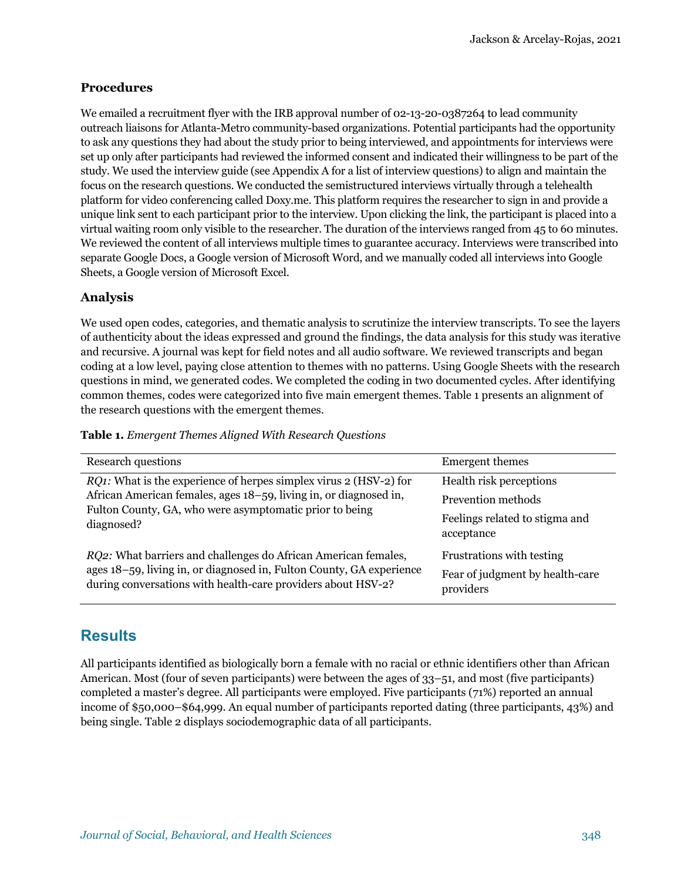### Procedures

We emailed a recruitment flyer with the IRB approval number of 02-13-20-0387264 to lead community outreach liaisons for Atlanta-Metro community-based organizations. Potential participants had the opportunity to ask any questions they had about the study prior to being interviewed, and appointments for interviews were set up only after participants had reviewed the informed consent and indicated their willingness to be part of the study. We used the interview guide (see Appendix A for a list of interview questions) to align and maintain the focus on the research questions. We conducted the semistructured interviews virtually through a telehealth platform for video conferencing called Doxy.me. This platform requires the researcher to sign in and provide a unique link sent to each participant prior to the interview. Upon clicking the link, the participant is placed into a virtual waiting room only visible to the researcher. The duration of the interviews ranged from 45 to 60 minutes. We reviewed the content of all interviews multiple times to guarantee accuracy. Interviews were transcribed into separate Google Docs, a Google version of Microsoft Word, and we manually coded all interviews into Google Sheets, a Google version of Microsoft Excel.

### Analysis

We used open codes, categories, and thematic analysis to scrutinize the interview transcripts. To see the layers of authenticity about the ideas expressed and ground the findings, the data analysis for this study was iterative and recursive. A journal was kept for field notes and all audio software. We reviewed transcripts and began coding at a low level, paying close attention to themes with no patterns. Using Google Sheets with the research questions in mind, we generated codes. We completed the coding in two documented cycles. After identifying common themes, codes were categorized into five main emergent themes. Table 1 presents an alignment of the research questions with the emergent themes.

**Table 1.** *Emergent Themes Aligned With Research Questions*

| Research questions | Emergent themes |
|---|---|
| *RQ1:* What is the experience of herpes simplex virus 2 (HSV-2) for African American females, ages 18–59, living in, or diagnosed in, Fulton County, GA, who were asymptomatic prior to being diagnosed? | Health risk perceptions<br>Prevention methods<br>Feelings related to stigma and acceptance |
| *RQ2:* What barriers and challenges do African American females, ages 18–59, living in, or diagnosed in, Fulton County, GA experience during conversations with health-care providers about HSV-2? | Frustrations with testing<br>Fear of judgment by health-care providers |

## Results

All participants identified as biologically born a female with no racial or ethnic identifiers other than African American. Most (four of seven participants) were between the ages of 33–51, and most (five participants) completed a master's degree. All participants were employed. Five participants (71%) reported an annual income of $50,000–$64,999. An equal number of participants reported dating (three participants, 43%) and being single. Table 2 displays sociodemographic data of all participants.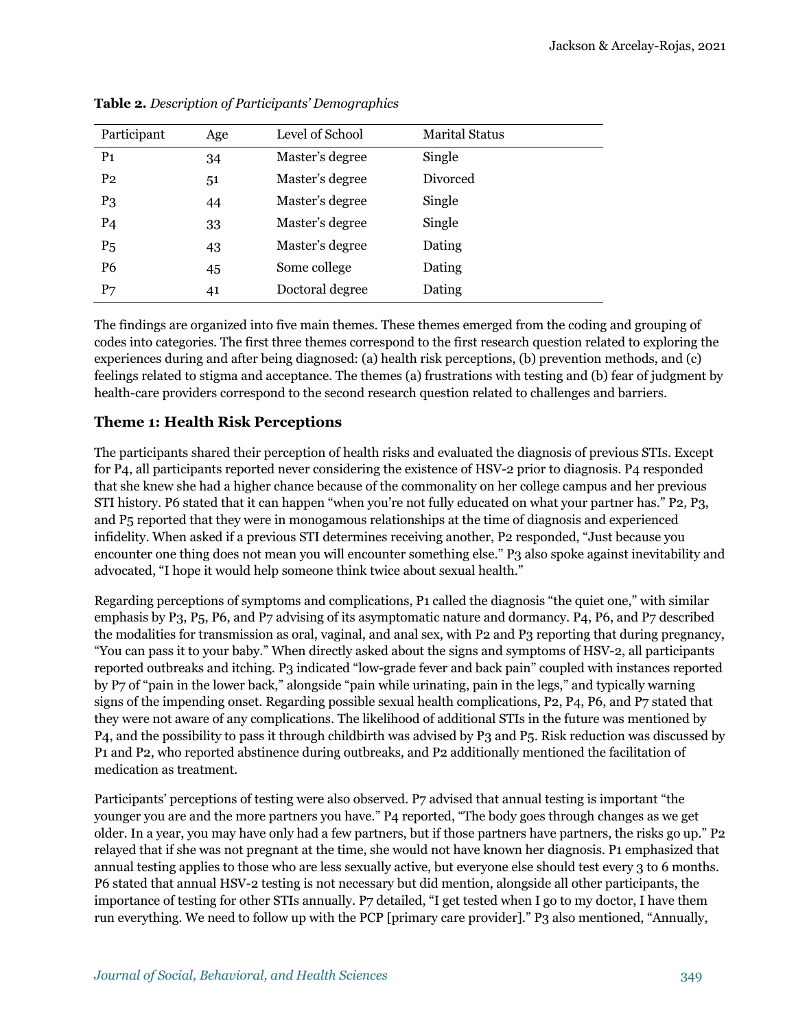**Table 2.** *Description of Participants' Demographics*

| Participant | Age | Level of School | Marital Status |
|---|---|---|---|
| P1 | 34 | Master's degree | Single |
| P2 | 51 | Master's degree | Divorced |
| P3 | 44 | Master's degree | Single |
| P4 | 33 | Master's degree | Single |
| P5 | 43 | Master's degree | Dating |
| P6 | 45 | Some college | Dating |
| P7 | 41 | Doctoral degree | Dating |

The findings are organized into five main themes. These themes emerged from the coding and grouping of codes into categories. The first three themes correspond to the first research question related to exploring the experiences during and after being diagnosed: (a) health risk perceptions, (b) prevention methods, and (c) feelings related to stigma and acceptance. The themes (a) frustrations with testing and (b) fear of judgment by health-care providers correspond to the second research question related to challenges and barriers.

### Theme 1: Health Risk Perceptions

The participants shared their perception of health risks and evaluated the diagnosis of previous STIs. Except for P4, all participants reported never considering the existence of HSV-2 prior to diagnosis. P4 responded that she knew she had a higher chance because of the commonality on her college campus and her previous STI history. P6 stated that it can happen "when you're not fully educated on what your partner has." P2, P3, and P5 reported that they were in monogamous relationships at the time of diagnosis and experienced infidelity. When asked if a previous STI determines receiving another, P2 responded, "Just because you encounter one thing does not mean you will encounter something else." P3 also spoke against inevitability and advocated, "I hope it would help someone think twice about sexual health."

Regarding perceptions of symptoms and complications, P1 called the diagnosis "the quiet one," with similar emphasis by P3, P5, P6, and P7 advising of its asymptomatic nature and dormancy. P4, P6, and P7 described the modalities for transmission as oral, vaginal, and anal sex, with P2 and P3 reporting that during pregnancy, "You can pass it to your baby." When directly asked about the signs and symptoms of HSV-2, all participants reported outbreaks and itching. P3 indicated "low-grade fever and back pain" coupled with instances reported by P7 of "pain in the lower back," alongside "pain while urinating, pain in the legs," and typically warning signs of the impending onset. Regarding possible sexual health complications, P2, P4, P6, and P7 stated that they were not aware of any complications. The likelihood of additional STIs in the future was mentioned by P4, and the possibility to pass it through childbirth was advised by P3 and P5. Risk reduction was discussed by P1 and P2, who reported abstinence during outbreaks, and P2 additionally mentioned the facilitation of medication as treatment.

Participants' perceptions of testing were also observed. P7 advised that annual testing is important "the younger you are and the more partners you have." P4 reported, "The body goes through changes as we get older. In a year, you may have only had a few partners, but if those partners have partners, the risks go up." P2 relayed that if she was not pregnant at the time, she would not have known her diagnosis. P1 emphasized that annual testing applies to those who are less sexually active, but everyone else should test every 3 to 6 months. P6 stated that annual HSV-2 testing is not necessary but did mention, alongside all other participants, the importance of testing for other STIs annually. P7 detailed, "I get tested when I go to my doctor, I have them run everything. We need to follow up with the PCP [primary care provider]." P3 also mentioned, "Annually,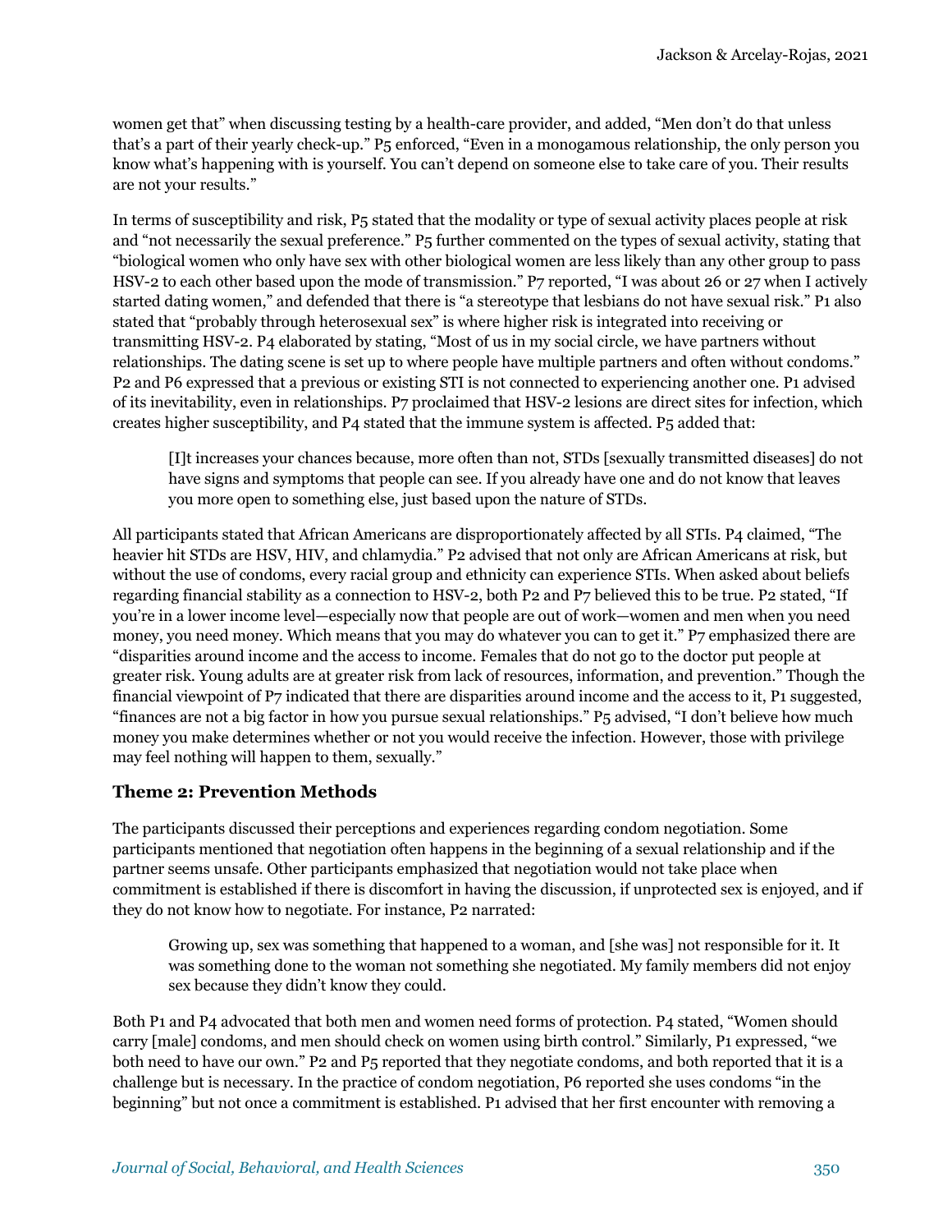women get that" when discussing testing by a health-care provider, and added, "Men don't do that unless that's a part of their yearly check-up." P5 enforced, "Even in a monogamous relationship, the only person you know what's happening with is yourself. You can't depend on someone else to take care of you. Their results are not your results."

In terms of susceptibility and risk, P5 stated that the modality or type of sexual activity places people at risk and "not necessarily the sexual preference." P5 further commented on the types of sexual activity, stating that "biological women who only have sex with other biological women are less likely than any other group to pass HSV-2 to each other based upon the mode of transmission." P7 reported, "I was about 26 or 27 when I actively started dating women," and defended that there is "a stereotype that lesbians do not have sexual risk." P1 also stated that "probably through heterosexual sex" is where higher risk is integrated into receiving or transmitting HSV-2. P4 elaborated by stating, "Most of us in my social circle, we have partners without relationships. The dating scene is set up to where people have multiple partners and often without condoms." P2 and P6 expressed that a previous or existing STI is not connected to experiencing another one. P1 advised of its inevitability, even in relationships. P7 proclaimed that HSV-2 lesions are direct sites for infection, which creates higher susceptibility, and P4 stated that the immune system is affected. P5 added that:

> [I]t increases your chances because, more often than not, STDs [sexually transmitted diseases] do not have signs and symptoms that people can see. If you already have one and do not know that leaves you more open to something else, just based upon the nature of STDs.

All participants stated that African Americans are disproportionately affected by all STIs. P4 claimed, "The heavier hit STDs are HSV, HIV, and chlamydia." P2 advised that not only are African Americans at risk, but without the use of condoms, every racial group and ethnicity can experience STIs. When asked about beliefs regarding financial stability as a connection to HSV-2, both P2 and P7 believed this to be true. P2 stated, "If you're in a lower income level—especially now that people are out of work—women and men when you need money, you need money. Which means that you may do whatever you can to get it." P7 emphasized there are "disparities around income and the access to income. Females that do not go to the doctor put people at greater risk. Young adults are at greater risk from lack of resources, information, and prevention." Though the financial viewpoint of P7 indicated that there are disparities around income and the access to it, P1 suggested, "finances are not a big factor in how you pursue sexual relationships." P5 advised, "I don't believe how much money you make determines whether or not you would receive the infection. However, those with privilege may feel nothing will happen to them, sexually."

### Theme 2: Prevention Methods

The participants discussed their perceptions and experiences regarding condom negotiation. Some participants mentioned that negotiation often happens in the beginning of a sexual relationship and if the partner seems unsafe. Other participants emphasized that negotiation would not take place when commitment is established if there is discomfort in having the discussion, if unprotected sex is enjoyed, and if they do not know how to negotiate. For instance, P2 narrated:

> Growing up, sex was something that happened to a woman, and [she was] not responsible for it. It was something done to the woman not something she negotiated. My family members did not enjoy sex because they didn't know they could.

Both P1 and P4 advocated that both men and women need forms of protection. P4 stated, "Women should carry [male] condoms, and men should check on women using birth control." Similarly, P1 expressed, "we both need to have our own." P2 and P5 reported that they negotiate condoms, and both reported that it is a challenge but is necessary. In the practice of condom negotiation, P6 reported she uses condoms "in the beginning" but not once a commitment is established. P1 advised that her first encounter with removing a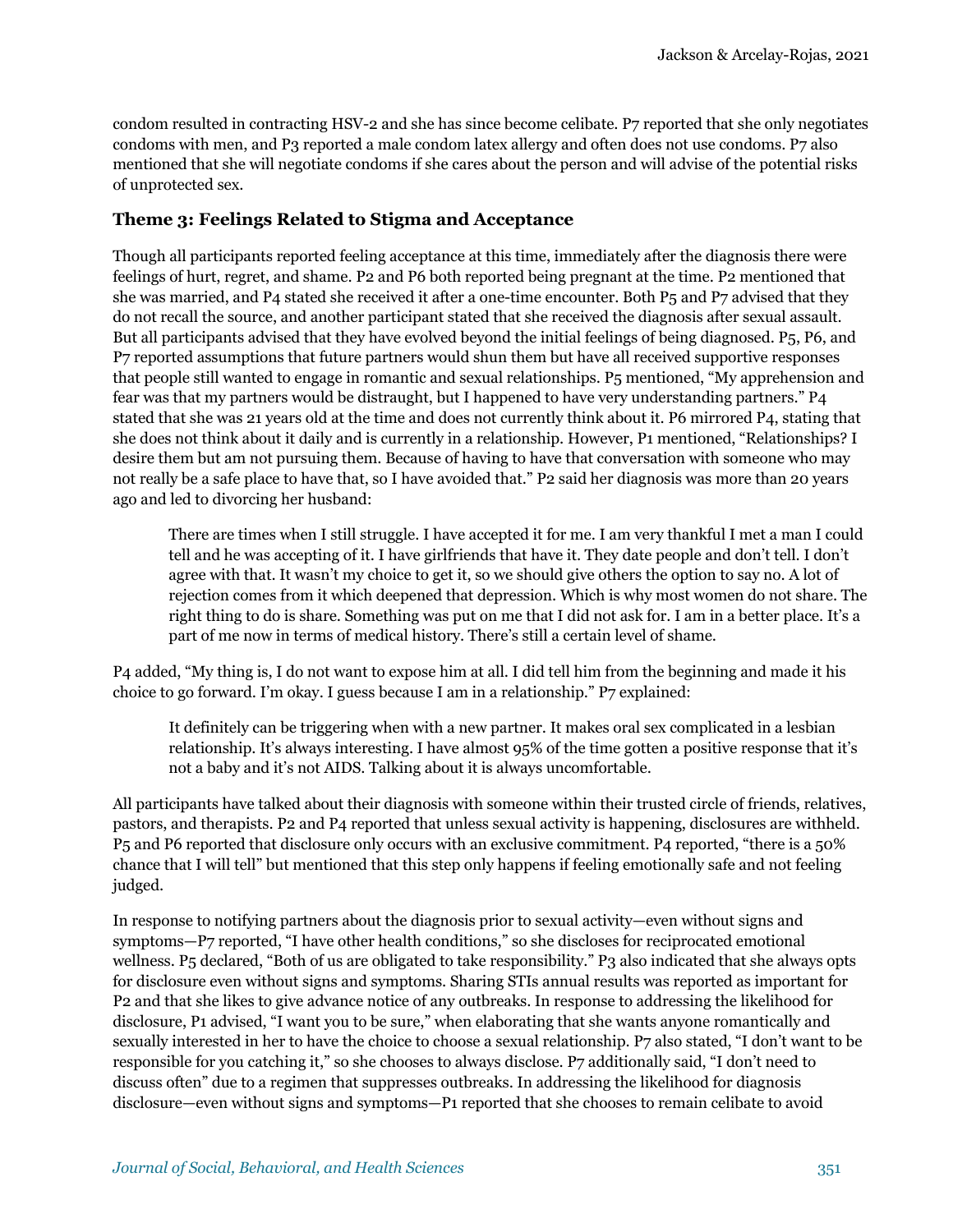condom resulted in contracting HSV-2 and she has since become celibate. P7 reported that she only negotiates condoms with men, and P3 reported a male condom latex allergy and often does not use condoms. P7 also mentioned that she will negotiate condoms if she cares about the person and will advise of the potential risks of unprotected sex.

### Theme 3: Feelings Related to Stigma and Acceptance

Though all participants reported feeling acceptance at this time, immediately after the diagnosis there were feelings of hurt, regret, and shame. P2 and P6 both reported being pregnant at the time. P2 mentioned that she was married, and P4 stated she received it after a one-time encounter. Both P5 and P7 advised that they do not recall the source, and another participant stated that she received the diagnosis after sexual assault. But all participants advised that they have evolved beyond the initial feelings of being diagnosed. P5, P6, and P7 reported assumptions that future partners would shun them but have all received supportive responses that people still wanted to engage in romantic and sexual relationships. P5 mentioned, "My apprehension and fear was that my partners would be distraught, but I happened to have very understanding partners." P4 stated that she was 21 years old at the time and does not currently think about it. P6 mirrored P4, stating that she does not think about it daily and is currently in a relationship. However, P1 mentioned, "Relationships? I desire them but am not pursuing them. Because of having to have that conversation with someone who may not really be a safe place to have that, so I have avoided that." P2 said her diagnosis was more than 20 years ago and led to divorcing her husband:

> There are times when I still struggle. I have accepted it for me. I am very thankful I met a man I could tell and he was accepting of it. I have girlfriends that have it. They date people and don't tell. I don't agree with that. It wasn't my choice to get it, so we should give others the option to say no. A lot of rejection comes from it which deepened that depression. Which is why most women do not share. The right thing to do is share. Something was put on me that I did not ask for. I am in a better place. It's a part of me now in terms of medical history. There's still a certain level of shame.

P4 added, "My thing is, I do not want to expose him at all. I did tell him from the beginning and made it his choice to go forward. I'm okay. I guess because I am in a relationship." P7 explained:

> It definitely can be triggering when with a new partner. It makes oral sex complicated in a lesbian relationship. It's always interesting. I have almost 95% of the time gotten a positive response that it's not a baby and it's not AIDS. Talking about it is always uncomfortable.

All participants have talked about their diagnosis with someone within their trusted circle of friends, relatives, pastors, and therapists. P2 and P4 reported that unless sexual activity is happening, disclosures are withheld. P5 and P6 reported that disclosure only occurs with an exclusive commitment. P4 reported, "there is a 50% chance that I will tell" but mentioned that this step only happens if feeling emotionally safe and not feeling judged.

In response to notifying partners about the diagnosis prior to sexual activity—even without signs and symptoms—P7 reported, "I have other health conditions," so she discloses for reciprocated emotional wellness. P5 declared, "Both of us are obligated to take responsibility." P3 also indicated that she always opts for disclosure even without signs and symptoms. Sharing STIs annual results was reported as important for P2 and that she likes to give advance notice of any outbreaks. In response to addressing the likelihood for disclosure, P1 advised, "I want you to be sure," when elaborating that she wants anyone romantically and sexually interested in her to have the choice to choose a sexual relationship. P7 also stated, "I don't want to be responsible for you catching it," so she chooses to always disclose. P7 additionally said, "I don't need to discuss often" due to a regimen that suppresses outbreaks. In addressing the likelihood for diagnosis disclosure—even without signs and symptoms—P1 reported that she chooses to remain celibate to avoid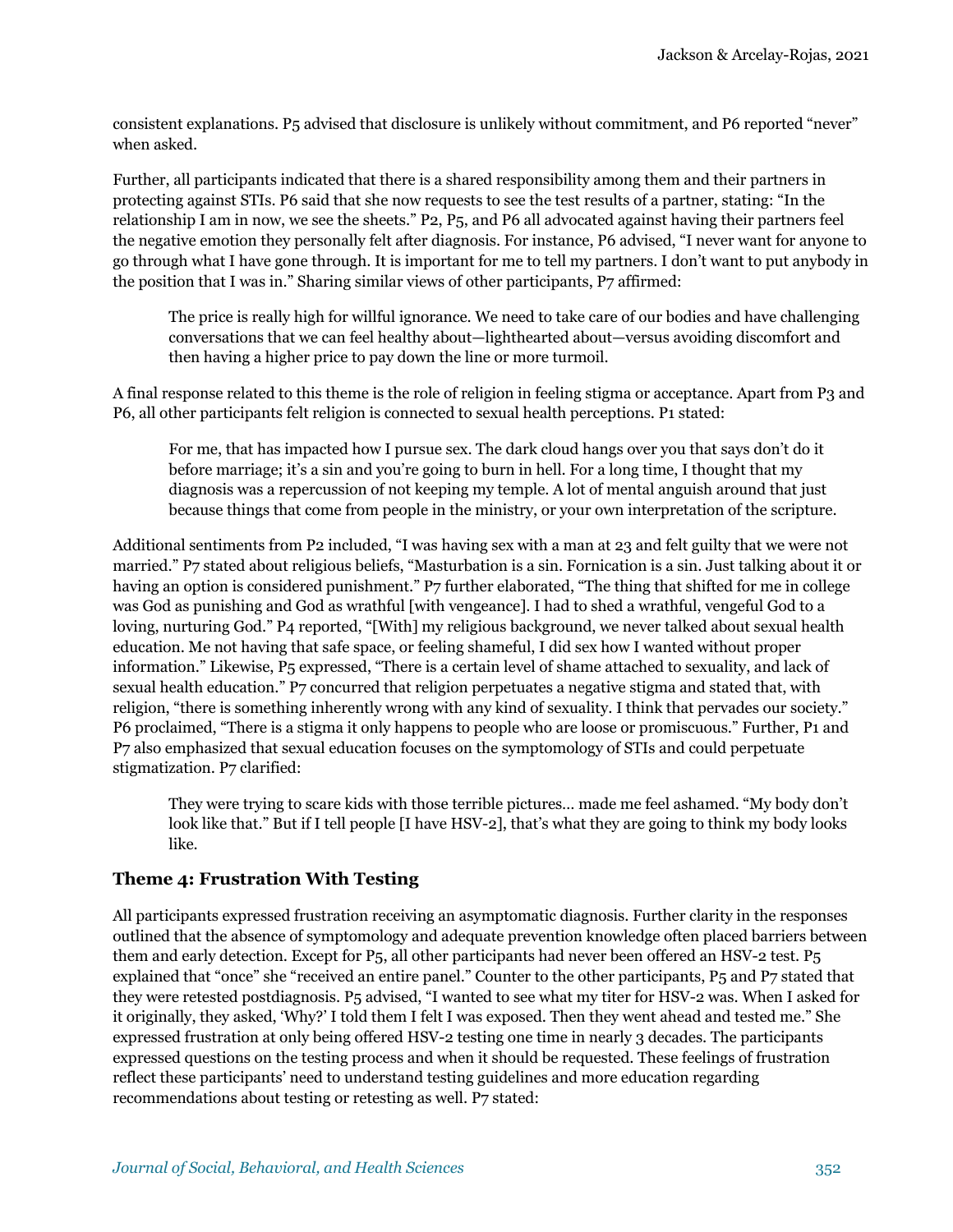consistent explanations. P5 advised that disclosure is unlikely without commitment, and P6 reported "never" when asked.

Further, all participants indicated that there is a shared responsibility among them and their partners in protecting against STIs. P6 said that she now requests to see the test results of a partner, stating: "In the relationship I am in now, we see the sheets." P2, P5, and P6 all advocated against having their partners feel the negative emotion they personally felt after diagnosis. For instance, P6 advised, "I never want for anyone to go through what I have gone through. It is important for me to tell my partners. I don't want to put anybody in the position that I was in." Sharing similar views of other participants, P7 affirmed:

> The price is really high for willful ignorance. We need to take care of our bodies and have challenging conversations that we can feel healthy about—lighthearted about—versus avoiding discomfort and then having a higher price to pay down the line or more turmoil.

A final response related to this theme is the role of religion in feeling stigma or acceptance. Apart from P3 and P6, all other participants felt religion is connected to sexual health perceptions. P1 stated:

> For me, that has impacted how I pursue sex. The dark cloud hangs over you that says don't do it before marriage; it's a sin and you're going to burn in hell. For a long time, I thought that my diagnosis was a repercussion of not keeping my temple. A lot of mental anguish around that just because things that come from people in the ministry, or your own interpretation of the scripture.

Additional sentiments from P2 included, "I was having sex with a man at 23 and felt guilty that we were not married." P7 stated about religious beliefs, "Masturbation is a sin. Fornication is a sin. Just talking about it or having an option is considered punishment." P7 further elaborated, "The thing that shifted for me in college was God as punishing and God as wrathful [with vengeance]. I had to shed a wrathful, vengeful God to a loving, nurturing God." P4 reported, "[With] my religious background, we never talked about sexual health education. Me not having that safe space, or feeling shameful, I did sex how I wanted without proper information." Likewise, P5 expressed, "There is a certain level of shame attached to sexuality, and lack of sexual health education." P7 concurred that religion perpetuates a negative stigma and stated that, with religion, "there is something inherently wrong with any kind of sexuality. I think that pervades our society." P6 proclaimed, "There is a stigma it only happens to people who are loose or promiscuous." Further, P1 and P7 also emphasized that sexual education focuses on the symptomology of STIs and could perpetuate stigmatization. P7 clarified:

> They were trying to scare kids with those terrible pictures… made me feel ashamed. "My body don't look like that." But if I tell people [I have HSV-2], that's what they are going to think my body looks like.

### Theme 4: Frustration With Testing

All participants expressed frustration receiving an asymptomatic diagnosis. Further clarity in the responses outlined that the absence of symptomology and adequate prevention knowledge often placed barriers between them and early detection. Except for P5, all other participants had never been offered an HSV-2 test. P5 explained that "once" she "received an entire panel." Counter to the other participants, P5 and P7 stated that they were retested postdiagnosis. P5 advised, "I wanted to see what my titer for HSV-2 was. When I asked for it originally, they asked, 'Why?' I told them I felt I was exposed. Then they went ahead and tested me." She expressed frustration at only being offered HSV-2 testing one time in nearly 3 decades. The participants expressed questions on the testing process and when it should be requested. These feelings of frustration reflect these participants' need to understand testing guidelines and more education regarding recommendations about testing or retesting as well. P7 stated: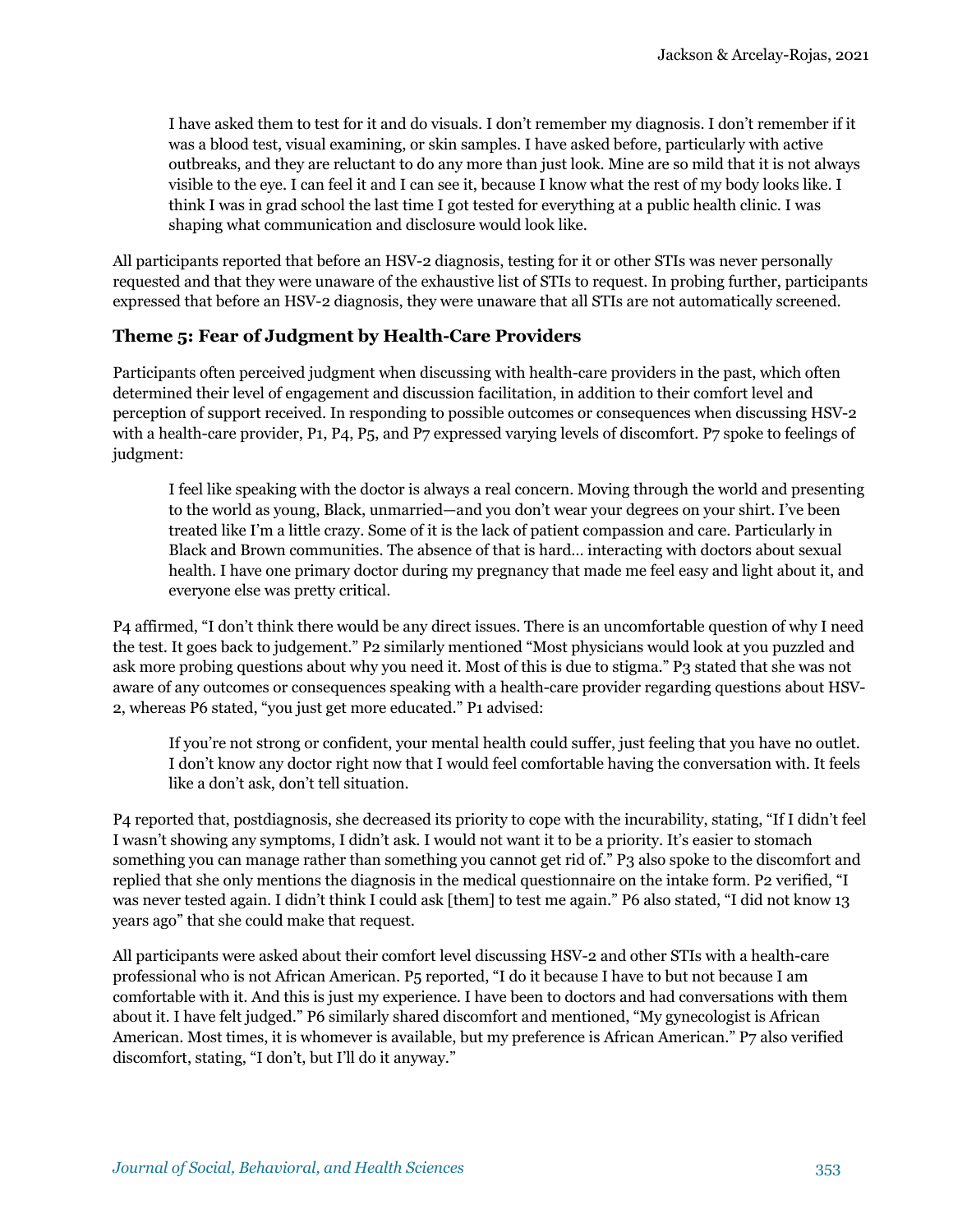> I have asked them to test for it and do visuals. I don't remember my diagnosis. I don't remember if it was a blood test, visual examining, or skin samples. I have asked before, particularly with active outbreaks, and they are reluctant to do any more than just look. Mine are so mild that it is not always visible to the eye. I can feel it and I can see it, because I know what the rest of my body looks like. I think I was in grad school the last time I got tested for everything at a public health clinic. I was shaping what communication and disclosure would look like.

All participants reported that before an HSV-2 diagnosis, testing for it or other STIs was never personally requested and that they were unaware of the exhaustive list of STIs to request. In probing further, participants expressed that before an HSV-2 diagnosis, they were unaware that all STIs are not automatically screened.

### Theme 5: Fear of Judgment by Health-Care Providers

Participants often perceived judgment when discussing with health-care providers in the past, which often determined their level of engagement and discussion facilitation, in addition to their comfort level and perception of support received. In responding to possible outcomes or consequences when discussing HSV-2 with a health-care provider, P1, P4, P5, and P7 expressed varying levels of discomfort. P7 spoke to feelings of judgment:

> I feel like speaking with the doctor is always a real concern. Moving through the world and presenting to the world as young, Black, unmarried—and you don't wear your degrees on your shirt. I've been treated like I'm a little crazy. Some of it is the lack of patient compassion and care. Particularly in Black and Brown communities. The absence of that is hard… interacting with doctors about sexual health. I have one primary doctor during my pregnancy that made me feel easy and light about it, and everyone else was pretty critical.

P4 affirmed, "I don't think there would be any direct issues. There is an uncomfortable question of why I need the test. It goes back to judgement." P2 similarly mentioned "Most physicians would look at you puzzled and ask more probing questions about why you need it. Most of this is due to stigma." P3 stated that she was not aware of any outcomes or consequences speaking with a health-care provider regarding questions about HSV-2, whereas P6 stated, "you just get more educated." P1 advised:

> If you're not strong or confident, your mental health could suffer, just feeling that you have no outlet. I don't know any doctor right now that I would feel comfortable having the conversation with. It feels like a don't ask, don't tell situation.

P4 reported that, postdiagnosis, she decreased its priority to cope with the incurability, stating, "If I didn't feel I wasn't showing any symptoms, I didn't ask. I would not want it to be a priority. It's easier to stomach something you can manage rather than something you cannot get rid of." P3 also spoke to the discomfort and replied that she only mentions the diagnosis in the medical questionnaire on the intake form. P2 verified, "I was never tested again. I didn't think I could ask [them] to test me again." P6 also stated, "I did not know 13 years ago" that she could make that request.

All participants were asked about their comfort level discussing HSV-2 and other STIs with a health-care professional who is not African American. P5 reported, "I do it because I have to but not because I am comfortable with it. And this is just my experience. I have been to doctors and had conversations with them about it. I have felt judged." P6 similarly shared discomfort and mentioned, "My gynecologist is African American. Most times, it is whomever is available, but my preference is African American." P7 also verified discomfort, stating, "I don't, but I'll do it anyway."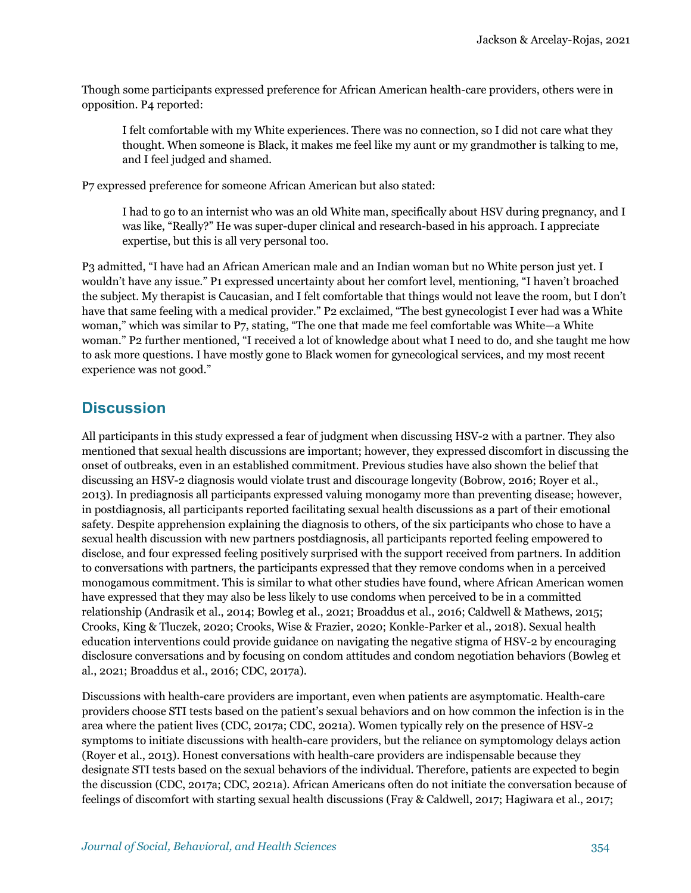Though some participants expressed preference for African American health-care providers, others were in opposition. P4 reported:

> I felt comfortable with my White experiences. There was no connection, so I did not care what they thought. When someone is Black, it makes me feel like my aunt or my grandmother is talking to me, and I feel judged and shamed.

P7 expressed preference for someone African American but also stated:

> I had to go to an internist who was an old White man, specifically about HSV during pregnancy, and I was like, "Really?" He was super-duper clinical and research-based in his approach. I appreciate expertise, but this is all very personal too.

P3 admitted, "I have had an African American male and an Indian woman but no White person just yet. I wouldn't have any issue." P1 expressed uncertainty about her comfort level, mentioning, "I haven't broached the subject. My therapist is Caucasian, and I felt comfortable that things would not leave the room, but I don't have that same feeling with a medical provider." P2 exclaimed, "The best gynecologist I ever had was a White woman," which was similar to P7, stating, "The one that made me feel comfortable was White—a White woman." P2 further mentioned, "I received a lot of knowledge about what I need to do, and she taught me how to ask more questions. I have mostly gone to Black women for gynecological services, and my most recent experience was not good."

## Discussion

All participants in this study expressed a fear of judgment when discussing HSV-2 with a partner. They also mentioned that sexual health discussions are important; however, they expressed discomfort in discussing the onset of outbreaks, even in an established commitment. Previous studies have also shown the belief that discussing an HSV-2 diagnosis would violate trust and discourage longevity (Bobrow, 2016; Royer et al., 2013). In prediagnosis all participants expressed valuing monogamy more than preventing disease; however, in postdiagnosis, all participants reported facilitating sexual health discussions as a part of their emotional safety. Despite apprehension explaining the diagnosis to others, of the six participants who chose to have a sexual health discussion with new partners postdiagnosis, all participants reported feeling empowered to disclose, and four expressed feeling positively surprised with the support received from partners. In addition to conversations with partners, the participants expressed that they remove condoms when in a perceived monogamous commitment. This is similar to what other studies have found, where African American women have expressed that they may also be less likely to use condoms when perceived to be in a committed relationship (Andrasik et al., 2014; Bowleg et al., 2021; Broaddus et al., 2016; Caldwell & Mathews, 2015; Crooks, King & Tluczek, 2020; Crooks, Wise & Frazier, 2020; Konkle-Parker et al., 2018). Sexual health education interventions could provide guidance on navigating the negative stigma of HSV-2 by encouraging disclosure conversations and by focusing on condom attitudes and condom negotiation behaviors (Bowleg et al., 2021; Broaddus et al., 2016; CDC, 2017a).

Discussions with health-care providers are important, even when patients are asymptomatic. Health-care providers choose STI tests based on the patient's sexual behaviors and on how common the infection is in the area where the patient lives (CDC, 2017a; CDC, 2021a). Women typically rely on the presence of HSV-2 symptoms to initiate discussions with health-care providers, but the reliance on symptomology delays action (Royer et al., 2013). Honest conversations with health-care providers are indispensable because they designate STI tests based on the sexual behaviors of the individual. Therefore, patients are expected to begin the discussion (CDC, 2017a; CDC, 2021a). African Americans often do not initiate the conversation because of feelings of discomfort with starting sexual health discussions (Fray & Caldwell, 2017; Hagiwara et al., 2017;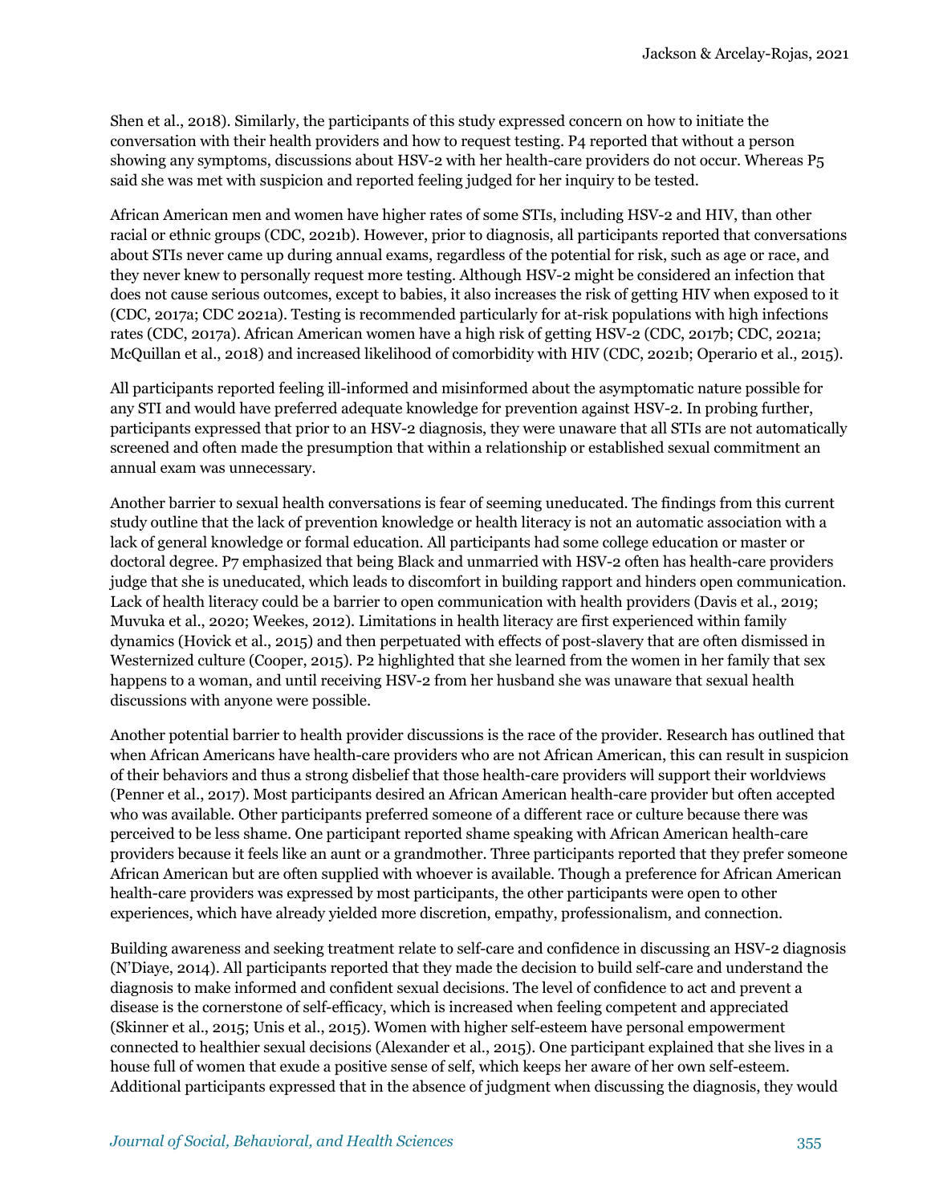Shen et al., 2018). Similarly, the participants of this study expressed concern on how to initiate the conversation with their health providers and how to request testing. P4 reported that without a person showing any symptoms, discussions about HSV-2 with her health-care providers do not occur. Whereas P5 said she was met with suspicion and reported feeling judged for her inquiry to be tested.

African American men and women have higher rates of some STIs, including HSV-2 and HIV, than other racial or ethnic groups (CDC, 2021b). However, prior to diagnosis, all participants reported that conversations about STIs never came up during annual exams, regardless of the potential for risk, such as age or race, and they never knew to personally request more testing. Although HSV-2 might be considered an infection that does not cause serious outcomes, except to babies, it also increases the risk of getting HIV when exposed to it (CDC, 2017a; CDC 2021a). Testing is recommended particularly for at-risk populations with high infections rates (CDC, 2017a). African American women have a high risk of getting HSV-2 (CDC, 2017b; CDC, 2021a; McQuillan et al., 2018) and increased likelihood of comorbidity with HIV (CDC, 2021b; Operario et al., 2015).

All participants reported feeling ill-informed and misinformed about the asymptomatic nature possible for any STI and would have preferred adequate knowledge for prevention against HSV-2. In probing further, participants expressed that prior to an HSV-2 diagnosis, they were unaware that all STIs are not automatically screened and often made the presumption that within a relationship or established sexual commitment an annual exam was unnecessary.

Another barrier to sexual health conversations is fear of seeming uneducated. The findings from this current study outline that the lack of prevention knowledge or health literacy is not an automatic association with a lack of general knowledge or formal education. All participants had some college education or master or doctoral degree. P7 emphasized that being Black and unmarried with HSV-2 often has health-care providers judge that she is uneducated, which leads to discomfort in building rapport and hinders open communication. Lack of health literacy could be a barrier to open communication with health providers (Davis et al., 2019; Muvuka et al., 2020; Weekes, 2012). Limitations in health literacy are first experienced within family dynamics (Hovick et al., 2015) and then perpetuated with effects of post-slavery that are often dismissed in Westernized culture (Cooper, 2015). P2 highlighted that she learned from the women in her family that sex happens to a woman, and until receiving HSV-2 from her husband she was unaware that sexual health discussions with anyone were possible.

Another potential barrier to health provider discussions is the race of the provider. Research has outlined that when African Americans have health-care providers who are not African American, this can result in suspicion of their behaviors and thus a strong disbelief that those health-care providers will support their worldviews (Penner et al., 2017). Most participants desired an African American health-care provider but often accepted who was available. Other participants preferred someone of a different race or culture because there was perceived to be less shame. One participant reported shame speaking with African American health-care providers because it feels like an aunt or a grandmother. Three participants reported that they prefer someone African American but are often supplied with whoever is available. Though a preference for African American health-care providers was expressed by most participants, the other participants were open to other experiences, which have already yielded more discretion, empathy, professionalism, and connection.

Building awareness and seeking treatment relate to self-care and confidence in discussing an HSV-2 diagnosis (N'Diaye, 2014). All participants reported that they made the decision to build self-care and understand the diagnosis to make informed and confident sexual decisions. The level of confidence to act and prevent a disease is the cornerstone of self-efficacy, which is increased when feeling competent and appreciated (Skinner et al., 2015; Unis et al., 2015). Women with higher self-esteem have personal empowerment connected to healthier sexual decisions (Alexander et al., 2015). One participant explained that she lives in a house full of women that exude a positive sense of self, which keeps her aware of her own self-esteem. Additional participants expressed that in the absence of judgment when discussing the diagnosis, they would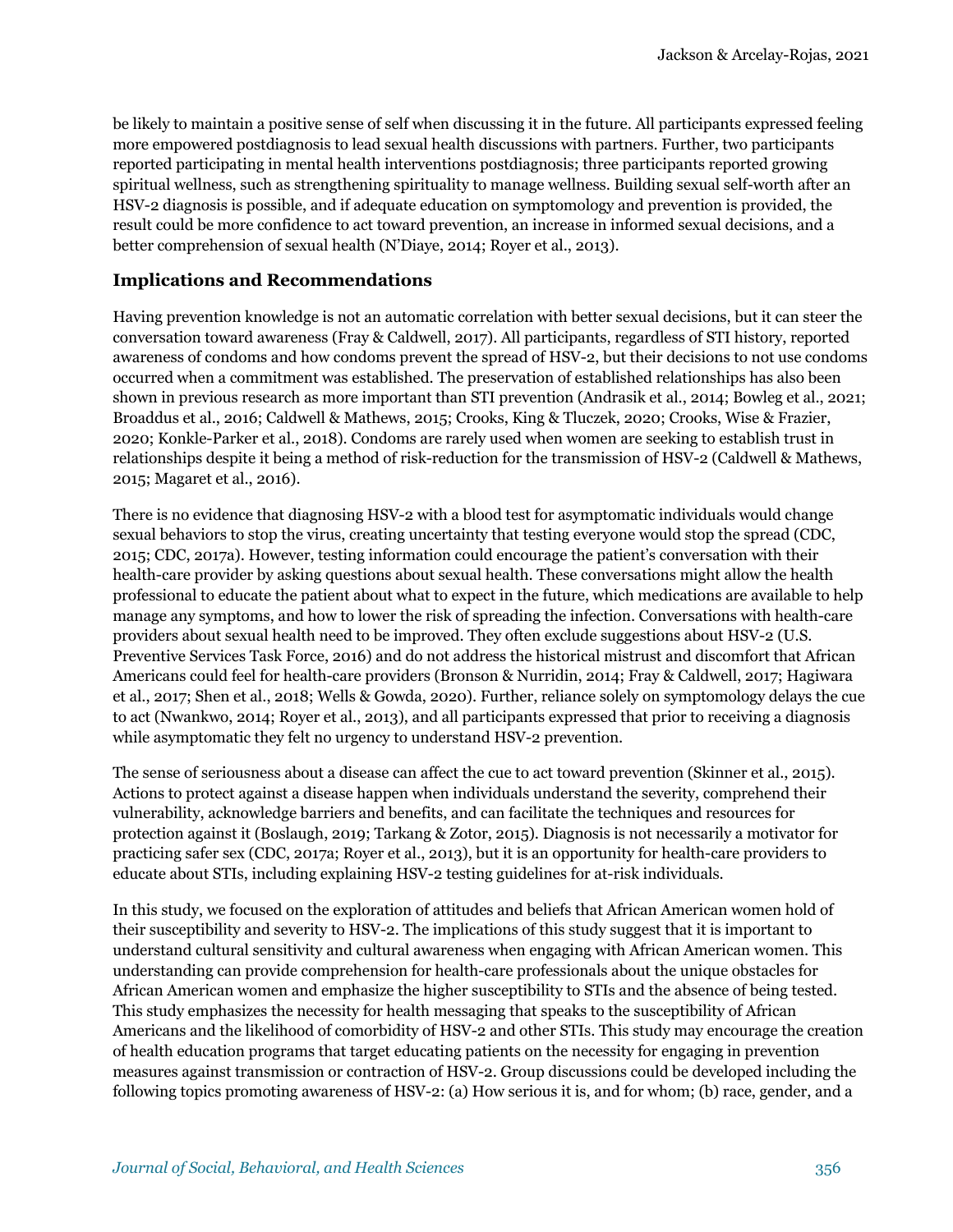be likely to maintain a positive sense of self when discussing it in the future. All participants expressed feeling more empowered postdiagnosis to lead sexual health discussions with partners. Further, two participants reported participating in mental health interventions postdiagnosis; three participants reported growing spiritual wellness, such as strengthening spirituality to manage wellness. Building sexual self-worth after an HSV-2 diagnosis is possible, and if adequate education on symptomology and prevention is provided, the result could be more confidence to act toward prevention, an increase in informed sexual decisions, and a better comprehension of sexual health (N'Diaye, 2014; Royer et al., 2013).

### Implications and Recommendations

Having prevention knowledge is not an automatic correlation with better sexual decisions, but it can steer the conversation toward awareness (Fray & Caldwell, 2017). All participants, regardless of STI history, reported awareness of condoms and how condoms prevent the spread of HSV-2, but their decisions to not use condoms occurred when a commitment was established. The preservation of established relationships has also been shown in previous research as more important than STI prevention (Andrasik et al., 2014; Bowleg et al., 2021; Broaddus et al., 2016; Caldwell & Mathews, 2015; Crooks, King & Tluczek, 2020; Crooks, Wise & Frazier, 2020; Konkle-Parker et al., 2018). Condoms are rarely used when women are seeking to establish trust in relationships despite it being a method of risk-reduction for the transmission of HSV-2 (Caldwell & Mathews, 2015; Magaret et al., 2016).

There is no evidence that diagnosing HSV-2 with a blood test for asymptomatic individuals would change sexual behaviors to stop the virus, creating uncertainty that testing everyone would stop the spread (CDC, 2015; CDC, 2017a). However, testing information could encourage the patient's conversation with their health-care provider by asking questions about sexual health. These conversations might allow the health professional to educate the patient about what to expect in the future, which medications are available to help manage any symptoms, and how to lower the risk of spreading the infection. Conversations with health-care providers about sexual health need to be improved. They often exclude suggestions about HSV-2 (U.S. Preventive Services Task Force, 2016) and do not address the historical mistrust and discomfort that African Americans could feel for health-care providers (Bronson & Nurridin, 2014; Fray & Caldwell, 2017; Hagiwara et al., 2017; Shen et al., 2018; Wells & Gowda, 2020). Further, reliance solely on symptomology delays the cue to act (Nwankwo, 2014; Royer et al., 2013), and all participants expressed that prior to receiving a diagnosis while asymptomatic they felt no urgency to understand HSV-2 prevention.

The sense of seriousness about a disease can affect the cue to act toward prevention (Skinner et al., 2015). Actions to protect against a disease happen when individuals understand the severity, comprehend their vulnerability, acknowledge barriers and benefits, and can facilitate the techniques and resources for protection against it (Boslaugh, 2019; Tarkang & Zotor, 2015). Diagnosis is not necessarily a motivator for practicing safer sex (CDC, 2017a; Royer et al., 2013), but it is an opportunity for health-care providers to educate about STIs, including explaining HSV-2 testing guidelines for at-risk individuals.

In this study, we focused on the exploration of attitudes and beliefs that African American women hold of their susceptibility and severity to HSV-2. The implications of this study suggest that it is important to understand cultural sensitivity and cultural awareness when engaging with African American women. This understanding can provide comprehension for health-care professionals about the unique obstacles for African American women and emphasize the higher susceptibility to STIs and the absence of being tested. This study emphasizes the necessity for health messaging that speaks to the susceptibility of African Americans and the likelihood of comorbidity of HSV-2 and other STIs. This study may encourage the creation of health education programs that target educating patients on the necessity for engaging in prevention measures against transmission or contraction of HSV-2. Group discussions could be developed including the following topics promoting awareness of HSV-2: (a) How serious it is, and for whom; (b) race, gender, and a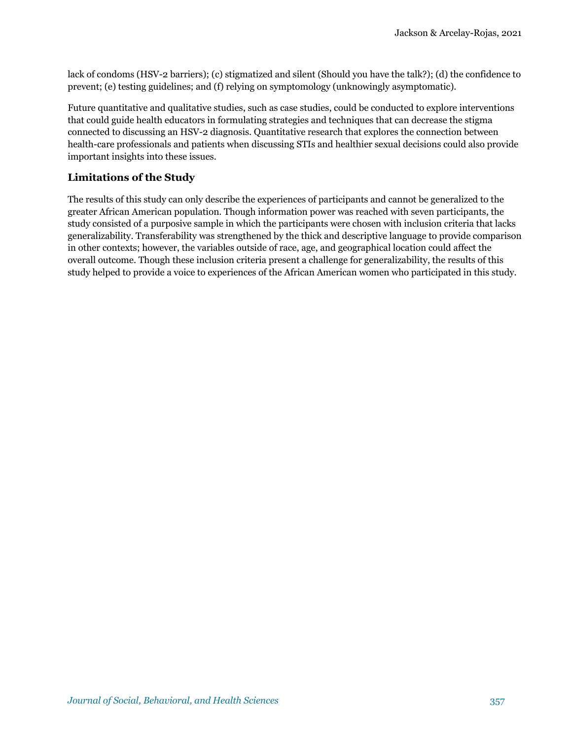lack of condoms (HSV-2 barriers); (c) stigmatized and silent (Should you have the talk?); (d) the confidence to prevent; (e) testing guidelines; and (f) relying on symptomology (unknowingly asymptomatic).

Future quantitative and qualitative studies, such as case studies, could be conducted to explore interventions that could guide health educators in formulating strategies and techniques that can decrease the stigma connected to discussing an HSV-2 diagnosis. Quantitative research that explores the connection between health-care professionals and patients when discussing STIs and healthier sexual decisions could also provide important insights into these issues.

## Limitations of the Study

The results of this study can only describe the experiences of participants and cannot be generalized to the greater African American population. Though information power was reached with seven participants, the study consisted of a purposive sample in which the participants were chosen with inclusion criteria that lacks generalizability. Transferability was strengthened by the thick and descriptive language to provide comparison in other contexts; however, the variables outside of race, age, and geographical location could affect the overall outcome. Though these inclusion criteria present a challenge for generalizability, the results of this study helped to provide a voice to experiences of the African American women who participated in this study.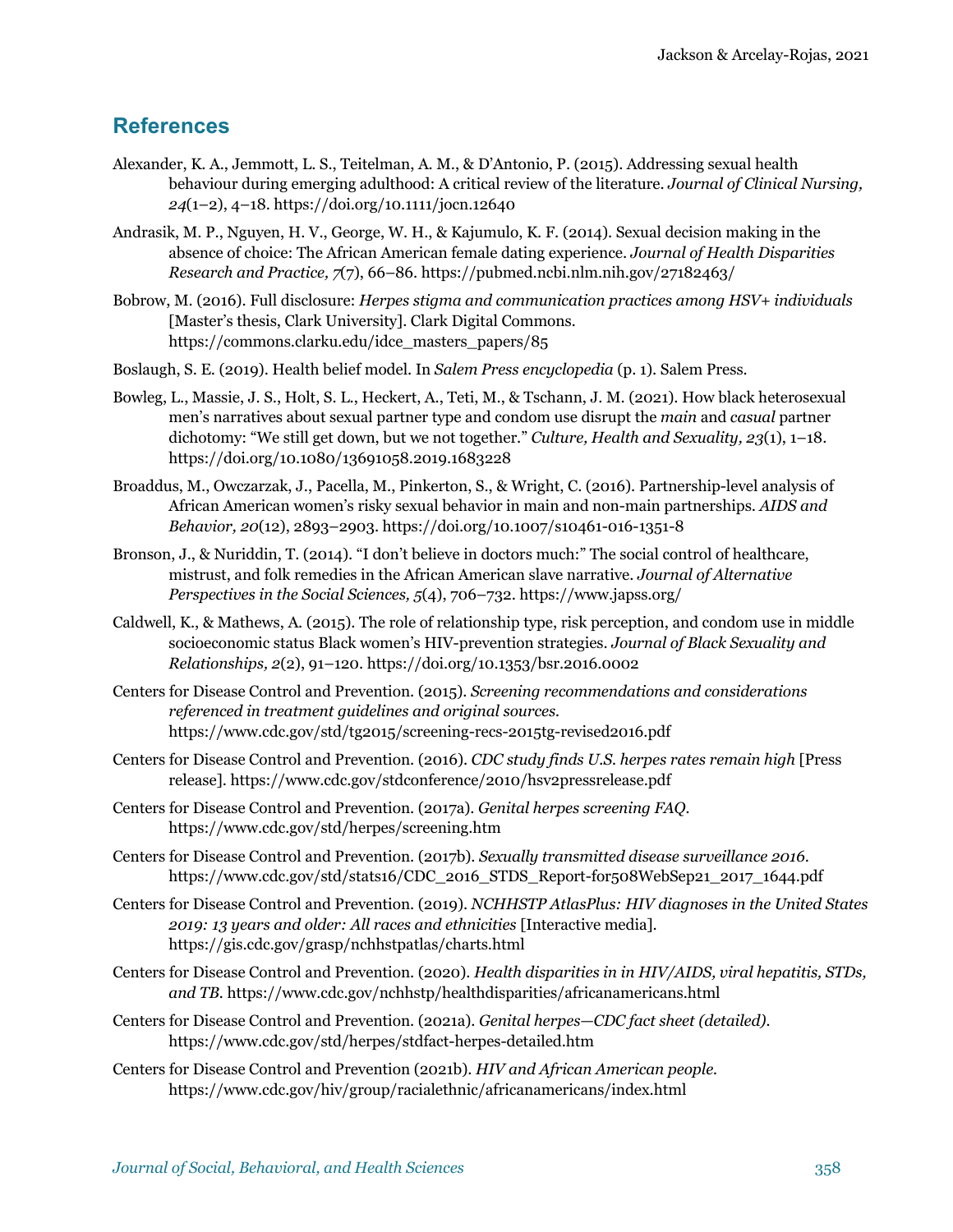## References

Alexander, K. A., Jemmott, L. S., Teitelman, A. M., & D'Antonio, P. (2015). Addressing sexual health behaviour during emerging adulthood: A critical review of the literature. *Journal of Clinical Nursing, 24*(1–2), 4–18. https://doi.org/10.1111/jocn.12640

Andrasik, M. P., Nguyen, H. V., George, W. H., & Kajumulo, K. F. (2014). Sexual decision making in the absence of choice: The African American female dating experience. *Journal of Health Disparities Research and Practice, 7*(7), 66–86. https://pubmed.ncbi.nlm.nih.gov/27182463/

Bobrow, M. (2016). Full disclosure: *Herpes stigma and communication practices among HSV+ individuals* [Master's thesis, Clark University]. Clark Digital Commons. https://commons.clarku.edu/idce_masters_papers/85

Boslaugh, S. E. (2019). Health belief model. In *Salem Press encyclopedia* (p. 1). Salem Press.

Bowleg, L., Massie, J. S., Holt, S. L., Heckert, A., Teti, M., & Tschann, J. M. (2021). How black heterosexual men's narratives about sexual partner type and condom use disrupt the *main* and *casual* partner dichotomy: "We still get down, but we not together." *Culture, Health and Sexuality, 23*(1), 1–18. https://doi.org/10.1080/13691058.2019.1683228

Broaddus, M., Owczarzak, J., Pacella, M., Pinkerton, S., & Wright, C. (2016). Partnership-level analysis of African American women's risky sexual behavior in main and non-main partnerships. *AIDS and Behavior, 20*(12), 2893–2903. https://doi.org/10.1007/s10461-016-1351-8

Bronson, J., & Nuriddin, T. (2014). "I don't believe in doctors much:" The social control of healthcare, mistrust, and folk remedies in the African American slave narrative. *Journal of Alternative Perspectives in the Social Sciences, 5*(4), 706–732. https://www.japss.org/

Caldwell, K., & Mathews, A. (2015). The role of relationship type, risk perception, and condom use in middle socioeconomic status Black women's HIV-prevention strategies. *Journal of Black Sexuality and Relationships, 2*(2), 91–120. https://doi.org/10.1353/bsr.2016.0002

Centers for Disease Control and Prevention. (2015). *Screening recommendations and considerations referenced in treatment guidelines and original sources.* https://www.cdc.gov/std/tg2015/screening-recs-2015tg-revised2016.pdf

Centers for Disease Control and Prevention. (2016). *CDC study finds U.S. herpes rates remain high* [Press release]. https://www.cdc.gov/stdconference/2010/hsv2pressrelease.pdf

Centers for Disease Control and Prevention. (2017a). *Genital herpes screening FAQ.* https://www.cdc.gov/std/herpes/screening.htm

Centers for Disease Control and Prevention. (2017b). *Sexually transmitted disease surveillance 2016.* https://www.cdc.gov/std/stats16/CDC_2016_STDS_Report-for508WebSep21_2017_1644.pdf

Centers for Disease Control and Prevention. (2019). *NCHHSTP AtlasPlus: HIV diagnoses in the United States 2019: 13 years and older: All races and ethnicities* [Interactive media]. https://gis.cdc.gov/grasp/nchhstpatlas/charts.html

Centers for Disease Control and Prevention. (2020). *Health disparities in in HIV/AIDS, viral hepatitis, STDs, and TB.* https://www.cdc.gov/nchhstp/healthdisparities/africanamericans.html

Centers for Disease Control and Prevention. (2021a). *Genital herpes—CDC fact sheet (detailed).* https://www.cdc.gov/std/herpes/stdfact-herpes-detailed.htm

Centers for Disease Control and Prevention (2021b). *HIV and African American people.* https://www.cdc.gov/hiv/group/racialethnic/africanamericans/index.html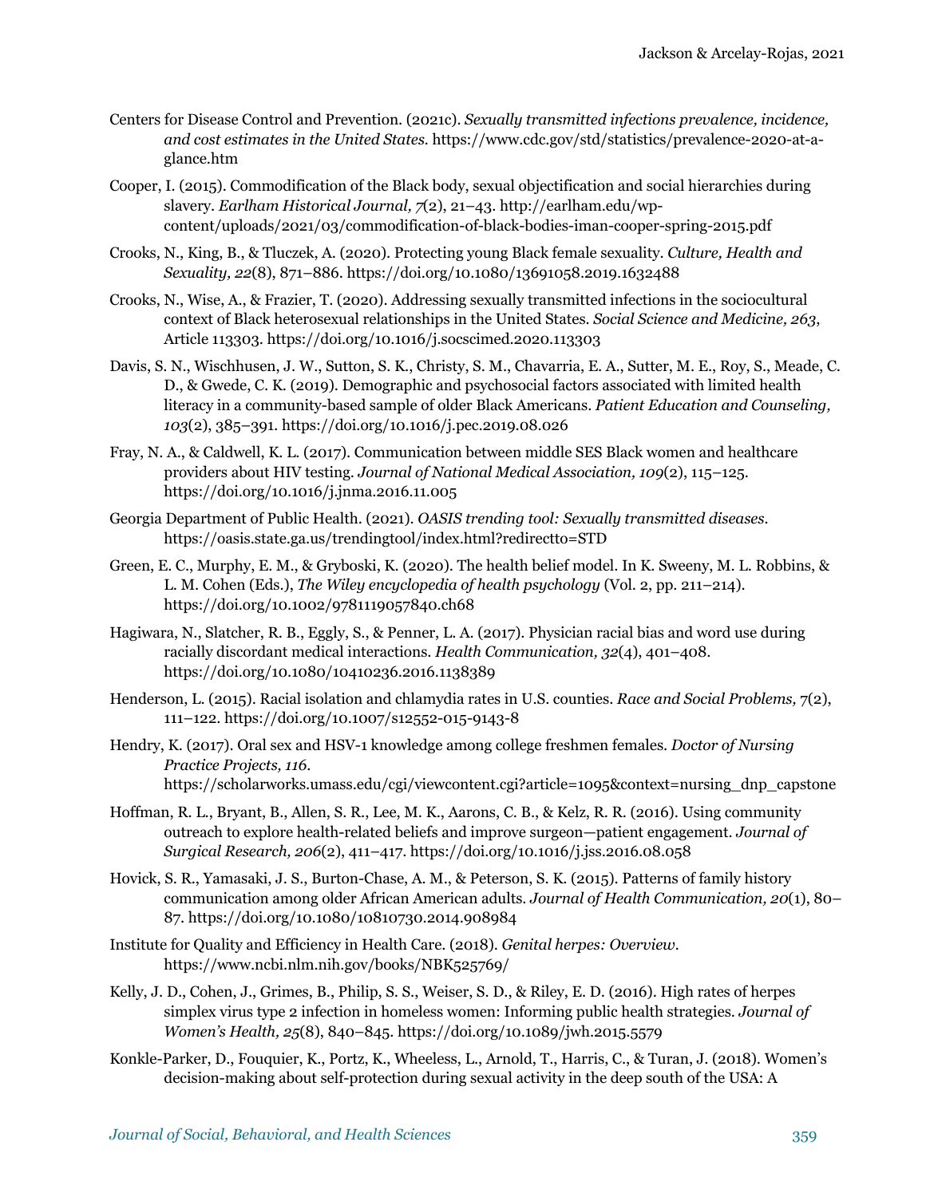Centers for Disease Control and Prevention. (2021c). *Sexually transmitted infections prevalence, incidence, and cost estimates in the United States.* https://www.cdc.gov/std/statistics/prevalence-2020-at-a-glance.htm

Cooper, I. (2015). Commodification of the Black body, sexual objectification and social hierarchies during slavery. *Earlham Historical Journal, 7*(2), 21–43. http://earlham.edu/wp-content/uploads/2021/03/commodification-of-black-bodies-iman-cooper-spring-2015.pdf

Crooks, N., King, B., & Tluczek, A. (2020). Protecting young Black female sexuality. *Culture, Health and Sexuality, 22*(8), 871–886. https://doi.org/10.1080/13691058.2019.1632488

Crooks, N., Wise, A., & Frazier, T. (2020). Addressing sexually transmitted infections in the sociocultural context of Black heterosexual relationships in the United States. *Social Science and Medicine, 263*, Article 113303. https://doi.org/10.1016/j.socscimed.2020.113303

Davis, S. N., Wischhusen, J. W., Sutton, S. K., Christy, S. M., Chavarria, E. A., Sutter, M. E., Roy, S., Meade, C. D., & Gwede, C. K. (2019). Demographic and psychosocial factors associated with limited health literacy in a community-based sample of older Black Americans. *Patient Education and Counseling, 103*(2), 385–391. https://doi.org/10.1016/j.pec.2019.08.026

Fray, N. A., & Caldwell, K. L. (2017). Communication between middle SES Black women and healthcare providers about HIV testing. *Journal of National Medical Association, 109*(2), 115–125. https://doi.org/10.1016/j.jnma.2016.11.005

Georgia Department of Public Health. (2021). *OASIS trending tool: Sexually transmitted diseases.* https://oasis.state.ga.us/trendingtool/index.html?redirectto=STD

Green, E. C., Murphy, E. M., & Gryboski, K. (2020). The health belief model. In K. Sweeny, M. L. Robbins, & L. M. Cohen (Eds.), *The Wiley encyclopedia of health psychology* (Vol. 2, pp. 211–214). https://doi.org/10.1002/9781119057840.ch68

Hagiwara, N., Slatcher, R. B., Eggly, S., & Penner, L. A. (2017). Physician racial bias and word use during racially discordant medical interactions. *Health Communication, 32*(4), 401–408. https://doi.org/10.1080/10410236.2016.1138389

Henderson, L. (2015). Racial isolation and chlamydia rates in U.S. counties. *Race and Social Problems, 7*(2), 111–122. https://doi.org/10.1007/s12552-015-9143-8

Hendry, K. (2017). Oral sex and HSV-1 knowledge among college freshmen females. *Doctor of Nursing Practice Projects, 116.* https://scholarworks.umass.edu/cgi/viewcontent.cgi?article=1095&context=nursing_dnp_capstone

Hoffman, R. L., Bryant, B., Allen, S. R., Lee, M. K., Aarons, C. B., & Kelz, R. R. (2016). Using community outreach to explore health-related beliefs and improve surgeon—patient engagement. *Journal of Surgical Research, 206*(2), 411–417. https://doi.org/10.1016/j.jss.2016.08.058

Hovick, S. R., Yamasaki, J. S., Burton-Chase, A. M., & Peterson, S. K. (2015). Patterns of family history communication among older African American adults. *Journal of Health Communication, 20*(1), 80–87. https://doi.org/10.1080/10810730.2014.908984

Institute for Quality and Efficiency in Health Care. (2018). *Genital herpes: Overview.* https://www.ncbi.nlm.nih.gov/books/NBK525769/

Kelly, J. D., Cohen, J., Grimes, B., Philip, S. S., Weiser, S. D., & Riley, E. D. (2016). High rates of herpes simplex virus type 2 infection in homeless women: Informing public health strategies. *Journal of Women's Health, 25*(8), 840–845. https://doi.org/10.1089/jwh.2015.5579

Konkle-Parker, D., Fouquier, K., Portz, K., Wheeless, L., Arnold, T., Harris, C., & Turan, J. (2018). Women's decision-making about self-protection during sexual activity in the deep south of the USA: A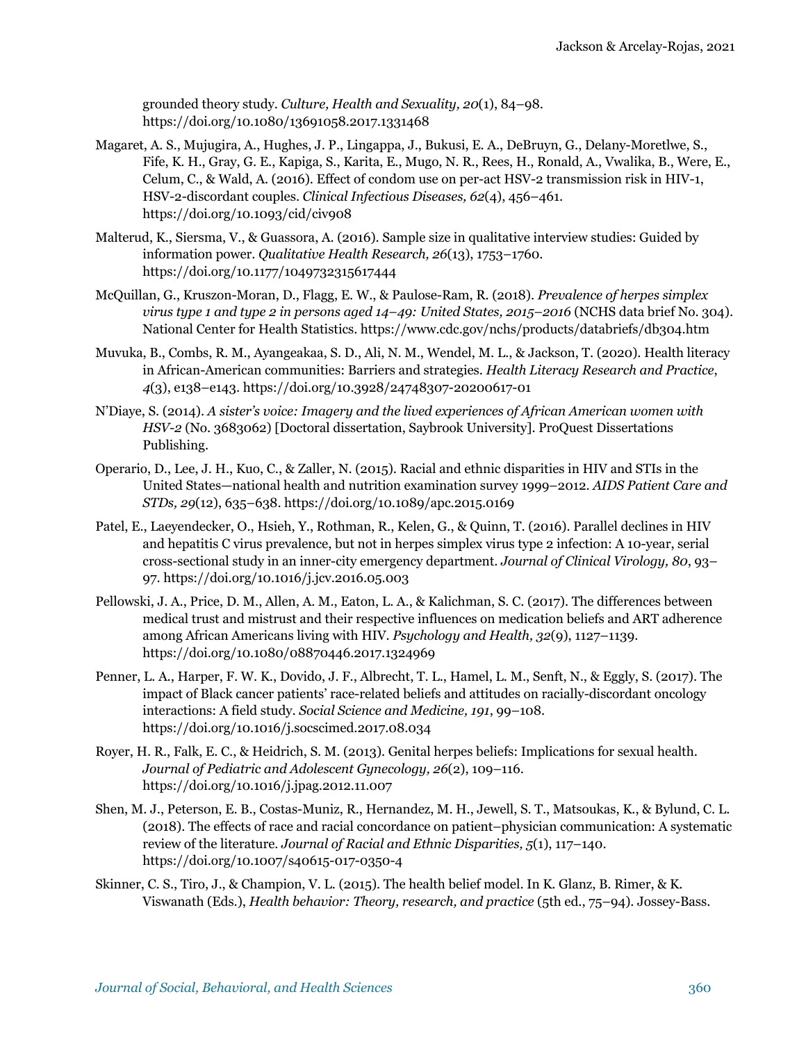grounded theory study. *Culture, Health and Sexuality, 20*(1), 84–98. https://doi.org/10.1080/13691058.2017.1331468

Magaret, A. S., Mujugira, A., Hughes, J. P., Lingappa, J., Bukusi, E. A., DeBruyn, G., Delany-Moretlwe, S., Fife, K. H., Gray, G. E., Kapiga, S., Karita, E., Mugo, N. R., Rees, H., Ronald, A., Vwalika, B., Were, E., Celum, C., & Wald, A. (2016). Effect of condom use on per-act HSV-2 transmission risk in HIV-1, HSV-2-discordant couples. *Clinical Infectious Diseases, 62*(4), 456–461. https://doi.org/10.1093/cid/civ908

Malterud, K., Siersma, V., & Guassora, A. (2016). Sample size in qualitative interview studies: Guided by information power. *Qualitative Health Research, 26*(13), 1753–1760. https://doi.org/10.1177/1049732315617444

McQuillan, G., Kruszon-Moran, D., Flagg, E. W., & Paulose-Ram, R. (2018). *Prevalence of herpes simplex virus type 1 and type 2 in persons aged 14–49: United States, 2015–2016* (NCHS data brief No. 304). National Center for Health Statistics. https://www.cdc.gov/nchs/products/databriefs/db304.htm

Muvuka, B., Combs, R. M., Ayangeakaa, S. D., Ali, N. M., Wendel, M. L., & Jackson, T. (2020). Health literacy in African-American communities: Barriers and strategies. *Health Literacy Research and Practice*, *4*(3), e138–e143. https://doi.org/10.3928/24748307-20200617-01

N'Diaye, S. (2014). *A sister's voice: Imagery and the lived experiences of African American women with HSV-2* (No. 3683062) [Doctoral dissertation, Saybrook University]. ProQuest Dissertations Publishing.

Operario, D., Lee, J. H., Kuo, C., & Zaller, N. (2015). Racial and ethnic disparities in HIV and STIs in the United States—national health and nutrition examination survey 1999–2012. *AIDS Patient Care and STDs, 29*(12), 635–638. https://doi.org/10.1089/apc.2015.0169

Patel, E., Laeyendecker, O., Hsieh, Y., Rothman, R., Kelen, G., & Quinn, T. (2016). Parallel declines in HIV and hepatitis C virus prevalence, but not in herpes simplex virus type 2 infection: A 10-year, serial cross-sectional study in an inner-city emergency department. *Journal of Clinical Virology, 80*, 93–97. https://doi.org/10.1016/j.jcv.2016.05.003

Pellowski, J. A., Price, D. M., Allen, A. M., Eaton, L. A., & Kalichman, S. C. (2017). The differences between medical trust and mistrust and their respective influences on medication beliefs and ART adherence among African Americans living with HIV. *Psychology and Health, 32*(9), 1127–1139. https://doi.org/10.1080/08870446.2017.1324969

Penner, L. A., Harper, F. W. K., Dovido, J. F., Albrecht, T. L., Hamel, L. M., Senft, N., & Eggly, S. (2017). The impact of Black cancer patients' race-related beliefs and attitudes on racially-discordant oncology interactions: A field study. *Social Science and Medicine, 191*, 99–108. https://doi.org/10.1016/j.socscimed.2017.08.034

Royer, H. R., Falk, E. C., & Heidrich, S. M. (2013). Genital herpes beliefs: Implications for sexual health. *Journal of Pediatric and Adolescent Gynecology, 26*(2), 109–116. https://doi.org/10.1016/j.jpag.2012.11.007

Shen, M. J., Peterson, E. B., Costas-Muniz, R., Hernandez, M. H., Jewell, S. T., Matsoukas, K., & Bylund, C. L. (2018). The effects of race and racial concordance on patient–physician communication: A systematic review of the literature. *Journal of Racial and Ethnic Disparities, 5*(1), 117–140. https://doi.org/10.1007/s40615-017-0350-4

Skinner, C. S., Tiro, J., & Champion, V. L. (2015). The health belief model. In K. Glanz, B. Rimer, & K. Viswanath (Eds.), *Health behavior: Theory, research, and practice* (5th ed., 75–94). Jossey-Bass.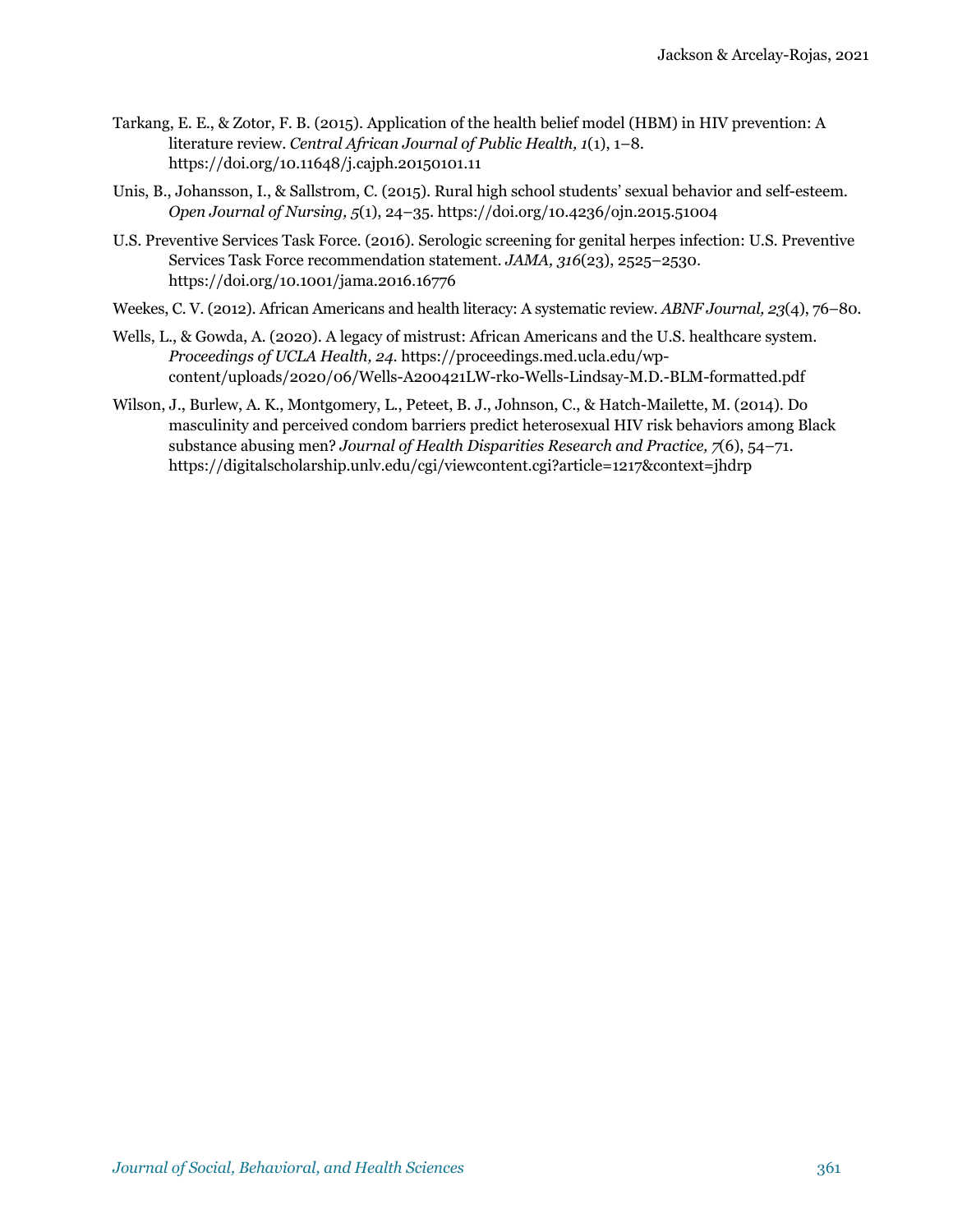Tarkang, E. E., & Zotor, F. B. (2015). Application of the health belief model (HBM) in HIV prevention: A literature review. *Central African Journal of Public Health, 1*(1), 1–8. https://doi.org/10.11648/j.cajph.20150101.11

Unis, B., Johansson, I., & Sallstrom, C. (2015). Rural high school students' sexual behavior and self-esteem. *Open Journal of Nursing, 5*(1), 24–35. https://doi.org/10.4236/ojn.2015.51004

U.S. Preventive Services Task Force. (2016). Serologic screening for genital herpes infection: U.S. Preventive Services Task Force recommendation statement. *JAMA, 316*(23), 2525–2530. https://doi.org/10.1001/jama.2016.16776

Weekes, C. V. (2012). African Americans and health literacy: A systematic review. *ABNF Journal, 23*(4), 76–80.

Wells, L., & Gowda, A. (2020). A legacy of mistrust: African Americans and the U.S. healthcare system. *Proceedings of UCLA Health, 24.* https://proceedings.med.ucla.edu/wp-content/uploads/2020/06/Wells-A200421LW-rko-Wells-Lindsay-M.D.-BLM-formatted.pdf

Wilson, J., Burlew, A. K., Montgomery, L., Peteet, B. J., Johnson, C., & Hatch-Mailette, M. (2014). Do masculinity and perceived condom barriers predict heterosexual HIV risk behaviors among Black substance abusing men? *Journal of Health Disparities Research and Practice, 7*(6), 54–71. https://digitalscholarship.unlv.edu/cgi/viewcontent.cgi?article=1217&context=jhdrp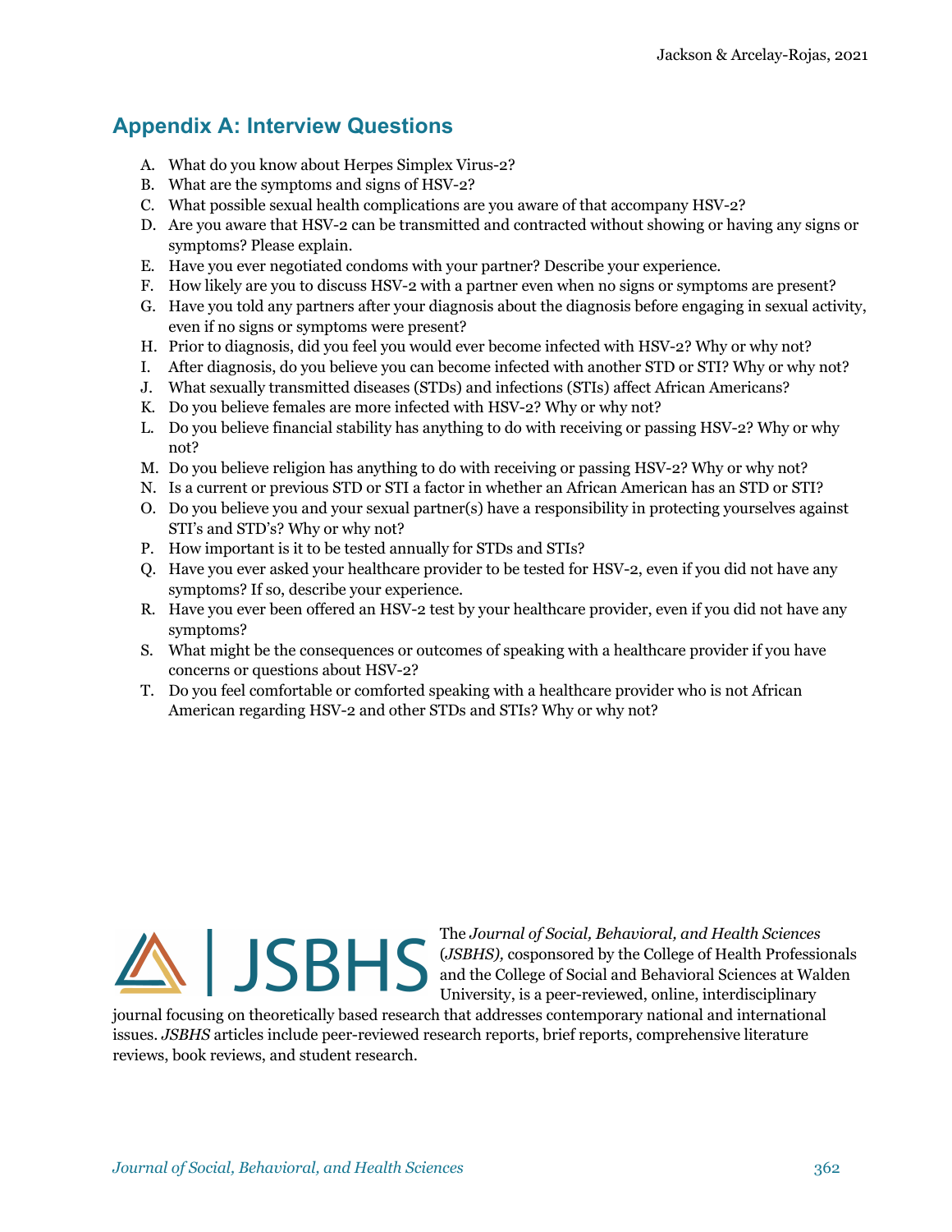## Appendix A: Interview Questions

A. What do you know about Herpes Simplex Virus-2?
B. What are the symptoms and signs of HSV-2?
C. What possible sexual health complications are you aware of that accompany HSV-2?
D. Are you aware that HSV-2 can be transmitted and contracted without showing or having any signs or symptoms? Please explain.
E. Have you ever negotiated condoms with your partner? Describe your experience.
F. How likely are you to discuss HSV-2 with a partner even when no signs or symptoms are present?
G. Have you told any partners after your diagnosis about the diagnosis before engaging in sexual activity, even if no signs or symptoms were present?
H. Prior to diagnosis, did you feel you would ever become infected with HSV-2? Why or why not?
I. After diagnosis, do you believe you can become infected with another STD or STI? Why or why not?
J. What sexually transmitted diseases (STDs) and infections (STIs) affect African Americans?
K. Do you believe females are more infected with HSV-2? Why or why not?
L. Do you believe financial stability has anything to do with receiving or passing HSV-2? Why or why not?
M. Do you believe religion has anything to do with receiving or passing HSV-2? Why or why not?
N. Is a current or previous STD or STI a factor in whether an African American has an STD or STI?
O. Do you believe you and your sexual partner(s) have a responsibility in protecting yourselves against STI's and STD's? Why or why not?
P. How important is it to be tested annually for STDs and STIs?
Q. Have you ever asked your healthcare provider to be tested for HSV-2, even if you did not have any symptoms? If so, describe your experience.
R. Have you ever been offered an HSV-2 test by your healthcare provider, even if you did not have any symptoms?
S. What might be the consequences or outcomes of speaking with a healthcare provider if you have concerns or questions about HSV-2?
T. Do you feel comfortable or comforted speaking with a healthcare provider who is not African American regarding HSV-2 and other STDs and STIs? Why or why not?

JSBHS

The *Journal of Social, Behavioral, and Health Sciences* (*JSBHS),* cosponsored by the College of Health Professionals and the College of Social and Behavioral Sciences at Walden University, is a peer-reviewed, online, interdisciplinary journal focusing on theoretically based research that addresses contemporary national and international issues. *JSBHS* articles include peer-reviewed research reports, brief reports, comprehensive literature reviews, book reviews, and student research.